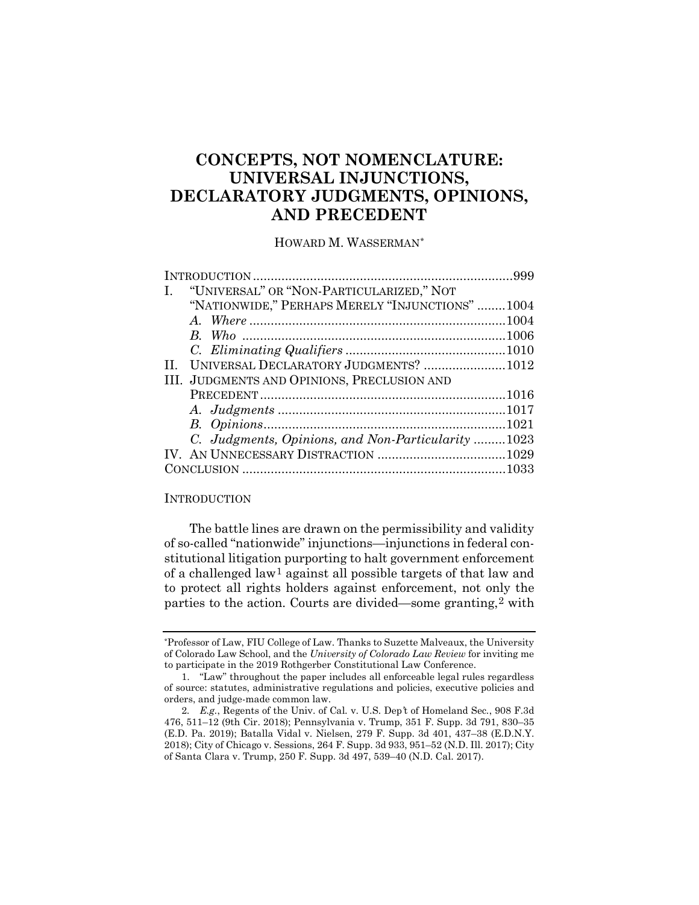# CONCEPTS, NOT NOMENCLATURE: UNIVERSAL INJUNCTIONS, DECLARATORY JUDGMENTS, OPINIONS, AND PRECEDENT

HOWARD M. WASSERMAN*

| | |
|---|---|
| INTRODUCTION | 999 |
| I. "UNIVERSAL" OR "NON-PARTICULARIZED," NOT "NATIONWIDE," PERHAPS MERELY "INJUNCTIONS" | 1004 |
| *A. Where* | 1004 |
| *B. Who* | 1006 |
| *C. Eliminating Qualifiers* | 1010 |
| II. UNIVERSAL DECLARATORY JUDGMENTS? | 1012 |
| III. JUDGMENTS AND OPINIONS, PRECLUSION AND PRECEDENT | 1016 |
| *A. Judgments* | 1017 |
| *B. Opinions* | 1021 |
| *C. Judgments, Opinions, and Non-Particularity* | 1023 |
| IV. AN UNNECESSARY DISTRACTION | 1029 |
| CONCLUSION | 1033 |

## INTRODUCTION

The battle lines are drawn on the permissibility and validity of so-called "nationwide" injunctions—injunctions in federal constitutional litigation purporting to halt government enforcement of a challenged law[1] against all possible targets of that law and to protect all rights holders against enforcement, not only the parties to the action. Courts are divided—some granting,[2] with

---

*Professor of Law, FIU College of Law. Thanks to Suzette Malveaux, the University of Colorado Law School, and the *University of Colorado Law Review* for inviting me to participate in the 2019 Rothgerber Constitutional Law Conference.

1. "Law" throughout the paper includes all enforceable legal rules regardless of source: statutes, administrative regulations and policies, executive policies and orders, and judge-made common law.

2. *E.g.*, Regents of the Univ. of Cal. v. U.S. Dep't of Homeland Sec., 908 F.3d 476, 511–12 (9th Cir. 2018); Pennsylvania v. Trump, 351 F. Supp. 3d 791, 830–35 (E.D. Pa. 2019); Batalla Vidal v. Nielsen, 279 F. Supp. 3d 401, 437–38 (E.D.N.Y. 2018); City of Chicago v. Sessions, 264 F. Supp. 3d 933, 951–52 (N.D. Ill. 2017); City of Santa Clara v. Trump, 250 F. Supp. 3d 497, 539–40 (N.D. Cal. 2017).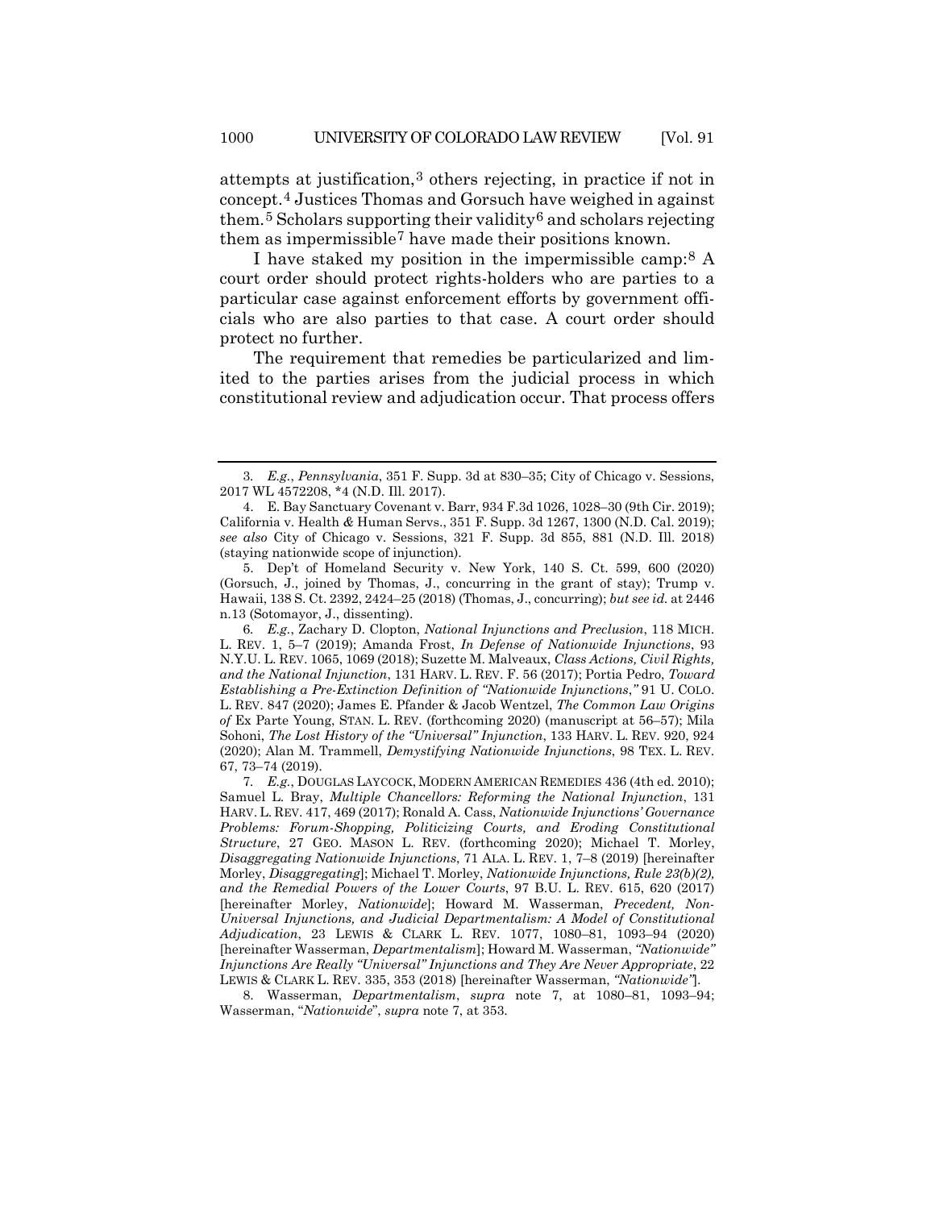attempts at justification,[3] others rejecting, in practice if not in concept.[4] Justices Thomas and Gorsuch have weighed in against them.[5] Scholars supporting their validity[6] and scholars rejecting them as impermissible[7] have made their positions known.

I have staked my position in the impermissible camp:[8] A court order should protect rights-holders who are parties to a particular case against enforcement efforts by government officials who are also parties to that case. A court order should protect no further.

The requirement that remedies be particularized and limited to the parties arises from the judicial process in which constitutional review and adjudication occur. That process offers

---

3. *E.g.*, *Pennsylvania*, 351 F. Supp. 3d at 830–35; City of Chicago v. Sessions, 2017 WL 4572208, *4 (N.D. Ill. 2017).

4. E. Bay Sanctuary Covenant v. Barr, 934 F.3d 1026, 1028–30 (9th Cir. 2019); California v. Health & Human Servs., 351 F. Supp. 3d 1267, 1300 (N.D. Cal. 2019); *see also* City of Chicago v. Sessions, 321 F. Supp. 3d 855, 881 (N.D. Ill. 2018) (staying nationwide scope of injunction).

5. Dep't of Homeland Security v. New York, 140 S. Ct. 599, 600 (2020) (Gorsuch, J., joined by Thomas, J., concurring in the grant of stay); Trump v. Hawaii, 138 S. Ct. 2392, 2424–25 (2018) (Thomas, J., concurring); *but see id.* at 2446 n.13 (Sotomayor, J., dissenting).

6. *E.g.*, Zachary D. Clopton, *National Injunctions and Preclusion*, 118 MICH. L. REV. 1, 5–7 (2019); Amanda Frost, *In Defense of Nationwide Injunctions*, 93 N.Y.U. L. REV. 1065, 1069 (2018); Suzette M. Malveaux, *Class Actions, Civil Rights, and the National Injunction*, 131 HARV. L. REV. F. 56 (2017); Portia Pedro, *Toward Establishing a Pre-Extinction Definition of "Nationwide Injunctions*,*"* 91 U. COLO. L. REV. 847 (2020); James E. Pfander & Jacob Wentzel, *The Common Law Origins of* Ex Parte Young, STAN. L. REV. (forthcoming 2020) (manuscript at 56–57); Mila Sohoni, *The Lost History of the "Universal" Injunction*, 133 HARV. L. REV. 920, 924 (2020); Alan M. Trammell, *Demystifying Nationwide Injunctions*, 98 TEX. L. REV. 67, 73–74 (2019).

7. *E.g.*, DOUGLAS LAYCOCK, MODERN AMERICAN REMEDIES 436 (4th ed. 2010); Samuel L. Bray, *Multiple Chancellors: Reforming the National Injunction*, 131 HARV. L. REV. 417, 469 (2017); Ronald A. Cass, *Nationwide Injunctions' Governance Problems: Forum-Shopping, Politicizing Courts, and Eroding Constitutional Structure*, 27 GEO. MASON L. REV. (forthcoming 2020); Michael T. Morley, *Disaggregating Nationwide Injunctions*, 71 ALA. L. REV. 1, 7–8 (2019) [hereinafter Morley, *Disaggregating*]; Michael T. Morley, *Nationwide Injunctions, Rule 23(b)(2), and the Remedial Powers of the Lower Courts*, 97 B.U. L. REV. 615, 620 (2017) [hereinafter Morley, *Nationwide*]; Howard M. Wasserman, *Precedent, Non-Universal Injunctions, and Judicial Departmentalism: A Model of Constitutional Adjudication*, 23 LEWIS & CLARK L. REV. 1077, 1080–81, 1093–94 (2020) [hereinafter Wasserman, *Departmentalism*]; Howard M. Wasserman, *"Nationwide" Injunctions Are Really "Universal" Injunctions and They Are Never Appropriate*, 22 LEWIS & CLARK L. REV. 335, 353 (2018) [hereinafter Wasserman, *"Nationwide"*].

8. Wasserman, *Departmentalism*, *supra* note 7, at 1080–81, 1093–94; Wasserman, "*Nationwide*", *supra* note 7, at 353.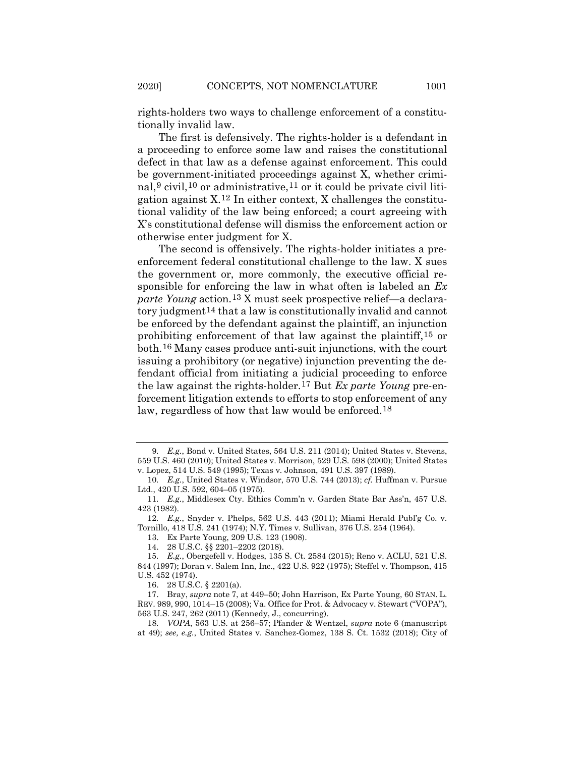rights-holders two ways to challenge enforcement of a constitutionally invalid law.

The first is defensively. The rights-holder is a defendant in a proceeding to enforce some law and raises the constitutional defect in that law as a defense against enforcement. This could be government-initiated proceedings against X, whether criminal,[9] civil,[10] or administrative,[11] or it could be private civil litigation against X.[12] In either context, X challenges the constitutional validity of the law being enforced; a court agreeing with X's constitutional defense will dismiss the enforcement action or otherwise enter judgment for X.

The second is offensively. The rights-holder initiates a pre-enforcement federal constitutional challenge to the law. X sues the government or, more commonly, the executive official responsible for enforcing the law in what often is labeled an *Ex parte Young* action.[13] X must seek prospective relief—a declaratory judgment[14] that a law is constitutionally invalid and cannot be enforced by the defendant against the plaintiff, an injunction prohibiting enforcement of that law against the plaintiff,[15] or both.[16] Many cases produce anti-suit injunctions, with the court issuing a prohibitory (or negative) injunction preventing the defendant official from initiating a judicial proceeding to enforce the law against the rights-holder.[17] But *Ex parte Young* pre-enforcement litigation extends to efforts to stop enforcement of any law, regardless of how that law would be enforced.[18]

---

9. *E.g.*, Bond v. United States, 564 U.S. 211 (2014); United States v. Stevens, 559 U.S. 460 (2010); United States v. Morrison, 529 U.S. 598 (2000); United States v. Lopez, 514 U.S. 549 (1995); Texas v. Johnson, 491 U.S. 397 (1989).

10. *E.g.*, United States v. Windsor, 570 U.S. 744 (2013); *cf.* Huffman v. Pursue Ltd., 420 U.S. 592, 604–05 (1975).

11. *E.g.*, Middlesex Cty. Ethics Comm'n v. Garden State Bar Ass'n, 457 U.S. 423 (1982).

12. *E.g.*, Snyder v. Phelps, 562 U.S. 443 (2011); Miami Herald Publ'g Co. v. Tornillo, 418 U.S. 241 (1974); N.Y. Times v. Sullivan, 376 U.S. 254 (1964).

13. Ex Parte Young, 209 U.S. 123 (1908).

14. 28 U.S.C. §§ 2201–2202 (2018).

15. *E.g.*, Obergefell v. Hodges, 135 S. Ct. 2584 (2015); Reno v. ACLU, 521 U.S. 844 (1997); Doran v. Salem Inn, Inc., 422 U.S. 922 (1975); Steffel v. Thompson, 415 U.S. 452 (1974).

16. 28 U.S.C. § 2201(a).

17. Bray, *supra* note 7, at 449–50; John Harrison, Ex Parte Young, 60 STAN. L. REV. 989, 990, 1014–15 (2008); Va. Office for Prot. & Advocacy v. Stewart ("VOPA"), 563 U.S. 247, 262 (2011) (Kennedy, J., concurring).

18. *VOPA*, 563 U.S. at 256–57; Pfander & Wentzel, *supra* note 6 (manuscript at 49); *see, e.g.*, United States v. Sanchez-Gomez, 138 S. Ct. 1532 (2018); City of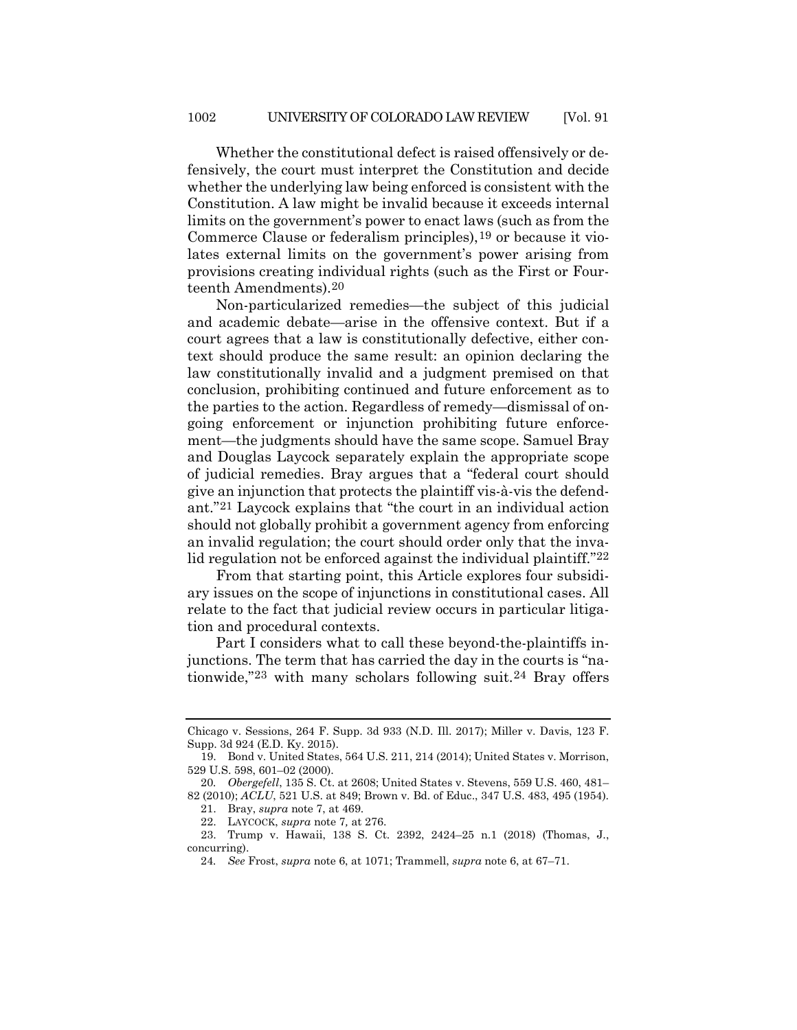Whether the constitutional defect is raised offensively or defensively, the court must interpret the Constitution and decide whether the underlying law being enforced is consistent with the Constitution. A law might be invalid because it exceeds internal limits on the government's power to enact laws (such as from the Commerce Clause or federalism principles),[19] or because it violates external limits on the government's power arising from provisions creating individual rights (such as the First or Fourteenth Amendments).[20]

Non-particularized remedies—the subject of this judicial and academic debate—arise in the offensive context. But if a court agrees that a law is constitutionally defective, either context should produce the same result: an opinion declaring the law constitutionally invalid and a judgment premised on that conclusion, prohibiting continued and future enforcement as to the parties to the action. Regardless of remedy—dismissal of ongoing enforcement or injunction prohibiting future enforcement—the judgments should have the same scope. Samuel Bray and Douglas Laycock separately explain the appropriate scope of judicial remedies. Bray argues that a "federal court should give an injunction that protects the plaintiff vis-à-vis the defendant."[21] Laycock explains that "the court in an individual action should not globally prohibit a government agency from enforcing an invalid regulation; the court should order only that the invalid regulation not be enforced against the individual plaintiff."[22]

From that starting point, this Article explores four subsidiary issues on the scope of injunctions in constitutional cases. All relate to the fact that judicial review occurs in particular litigation and procedural contexts.

Part I considers what to call these beyond-the-plaintiffs injunctions. The term that has carried the day in the courts is "nationwide,"[23] with many scholars following suit.[24] Bray offers

---

Chicago v. Sessions, 264 F. Supp. 3d 933 (N.D. Ill. 2017); Miller v. Davis, 123 F. Supp. 3d 924 (E.D. Ky. 2015).

19. Bond v. United States, 564 U.S. 211, 214 (2014); United States v. Morrison, 529 U.S. 598, 601–02 (2000).

20. *Obergefell*, 135 S. Ct. at 2608; United States v. Stevens, 559 U.S. 460, 481–82 (2010); *ACLU*, 521 U.S. at 849; Brown v. Bd. of Educ., 347 U.S. 483, 495 (1954).

21. Bray, *supra* note 7, at 469.

22. LAYCOCK, *supra* note 7, at 276.

23. Trump v. Hawaii, 138 S. Ct. 2392, 2424–25 n.1 (2018) (Thomas, J., concurring).

24. *See* Frost, *supra* note 6, at 1071; Trammell, *supra* note 6, at 67–71.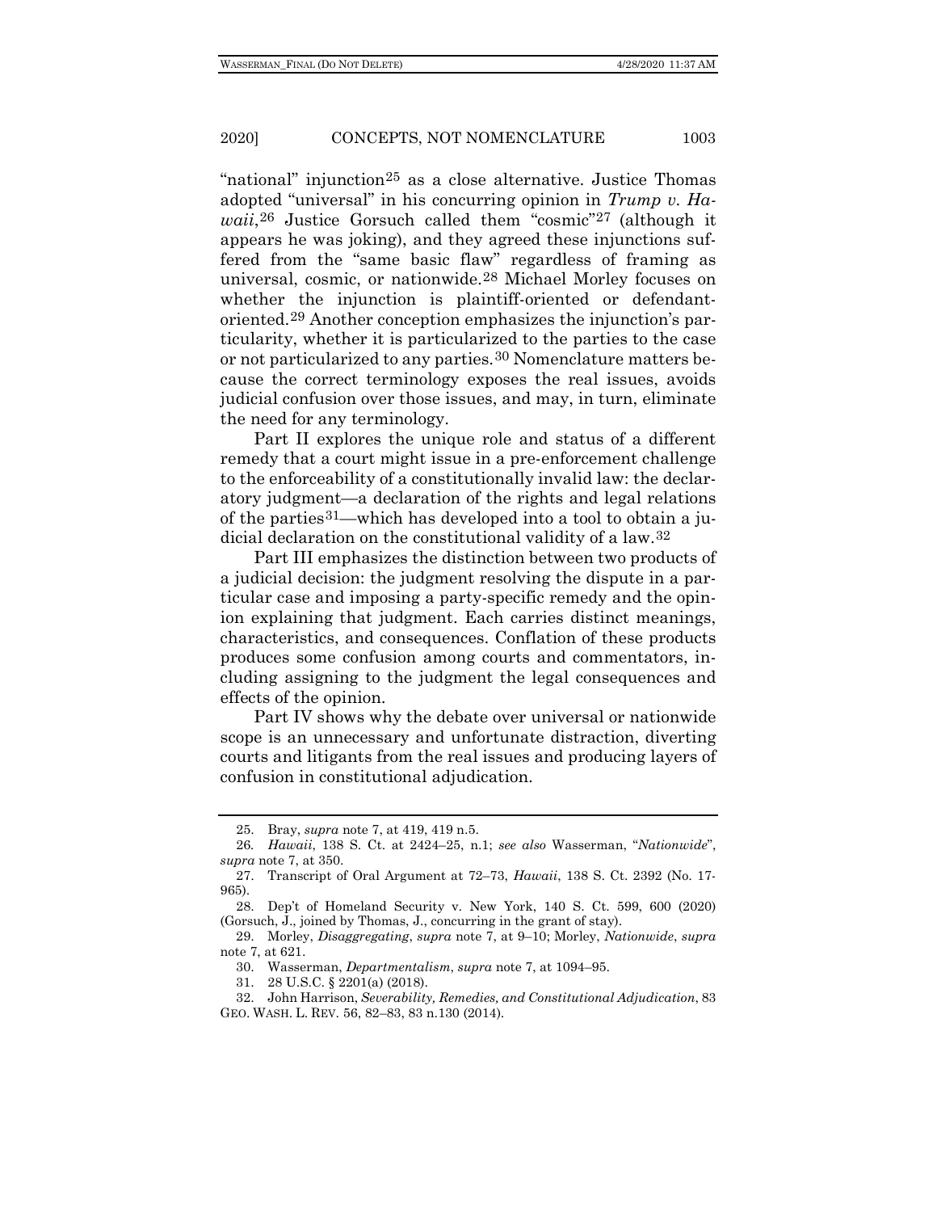"national" injunction[25] as a close alternative. Justice Thomas adopted "universal" in his concurring opinion in *Trump v. Hawaii*,[26] Justice Gorsuch called them "cosmic"[27] (although it appears he was joking), and they agreed these injunctions suffered from the "same basic flaw" regardless of framing as universal, cosmic, or nationwide.[28] Michael Morley focuses on whether the injunction is plaintiff-oriented or defendant-oriented.[29] Another conception emphasizes the injunction's particularity, whether it is particularized to the parties to the case or not particularized to any parties.[30] Nomenclature matters because the correct terminology exposes the real issues, avoids judicial confusion over those issues, and may, in turn, eliminate the need for any terminology.

Part II explores the unique role and status of a different remedy that a court might issue in a pre-enforcement challenge to the enforceability of a constitutionally invalid law: the declaratory judgment—a declaration of the rights and legal relations of the parties[31]—which has developed into a tool to obtain a judicial declaration on the constitutional validity of a law.[32]

Part III emphasizes the distinction between two products of a judicial decision: the judgment resolving the dispute in a particular case and imposing a party-specific remedy and the opinion explaining that judgment. Each carries distinct meanings, characteristics, and consequences. Conflation of these products produces some confusion among courts and commentators, including assigning to the judgment the legal consequences and effects of the opinion.

Part IV shows why the debate over universal or nationwide scope is an unnecessary and unfortunate distraction, diverting courts and litigants from the real issues and producing layers of confusion in constitutional adjudication.

---

25. Bray, *supra* note 7, at 419, 419 n.5.

26. *Hawaii*, 138 S. Ct. at 2424–25, n.1; *see also* Wasserman, "*Nationwide*", *supra* note 7, at 350.

27. Transcript of Oral Argument at 72–73, *Hawaii*, 138 S. Ct. 2392 (No. 17-965).

28. Dep't of Homeland Security v. New York, 140 S. Ct. 599, 600 (2020) (Gorsuch, J., joined by Thomas, J., concurring in the grant of stay).

29. Morley, *Disaggregating*, *supra* note 7, at 9–10; Morley, *Nationwide*, *supra* note 7, at 621.

30. Wasserman, *Departmentalism*, *supra* note 7, at 1094–95.

31. 28 U.S.C. § 2201(a) (2018).

32. John Harrison, *Severability, Remedies, and Constitutional Adjudication*, 83 GEO. WASH. L. REV. 56, 82–83, 83 n.130 (2014).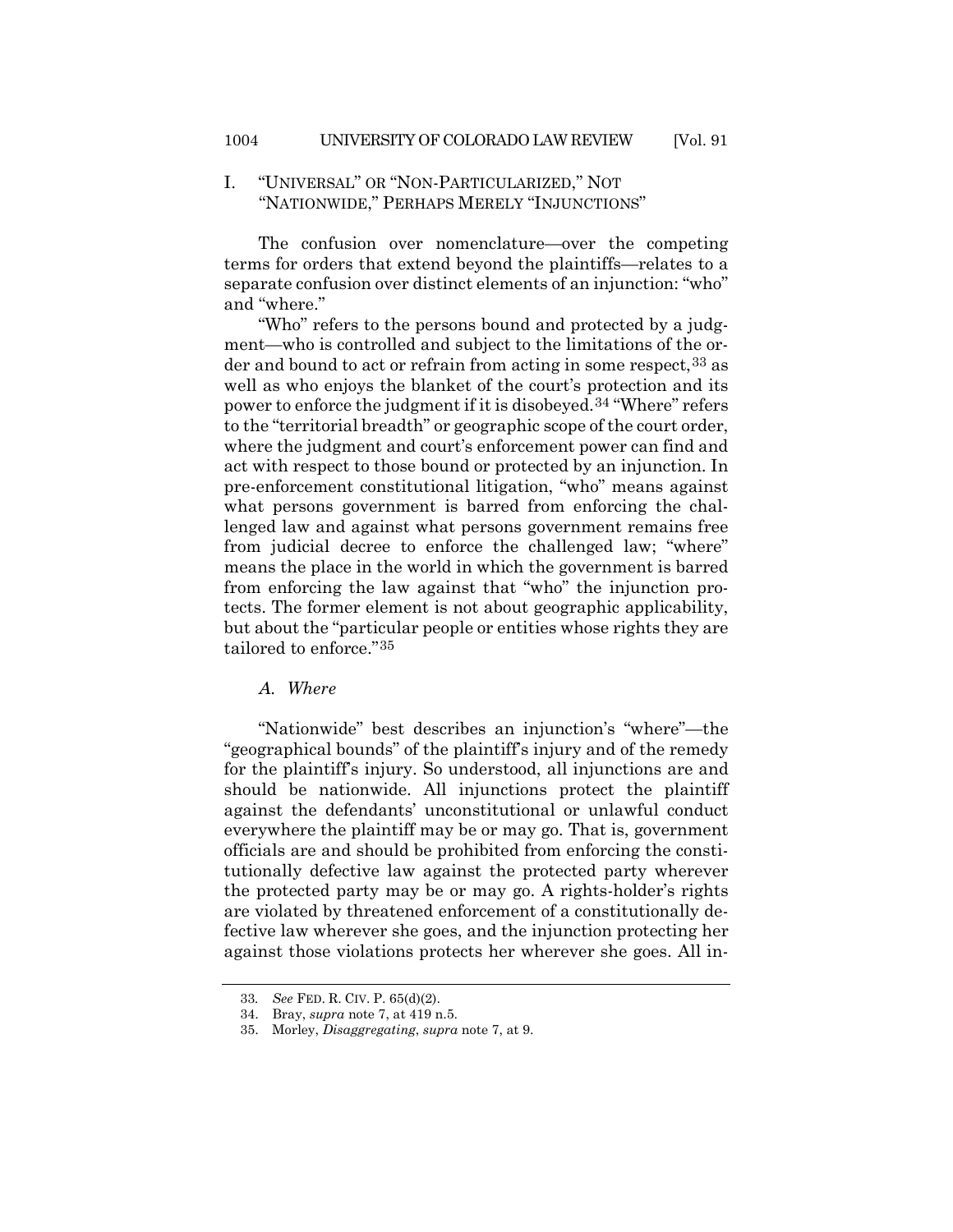## I. "UNIVERSAL" OR "NON-PARTICULARIZED," NOT "NATIONWIDE," PERHAPS MERELY "INJUNCTIONS"

The confusion over nomenclature—over the competing terms for orders that extend beyond the plaintiffs—relates to a separate confusion over distinct elements of an injunction: "who" and "where."

"Who" refers to the persons bound and protected by a judgment—who is controlled and subject to the limitations of the order and bound to act or refrain from acting in some respect,[33] as well as who enjoys the blanket of the court's protection and its power to enforce the judgment if it is disobeyed.[34] "Where" refers to the "territorial breadth" or geographic scope of the court order, where the judgment and court's enforcement power can find and act with respect to those bound or protected by an injunction. In pre-enforcement constitutional litigation, "who" means against what persons government is barred from enforcing the challenged law and against what persons government remains free from judicial decree to enforce the challenged law; "where" means the place in the world in which the government is barred from enforcing the law against that "who" the injunction protects. The former element is not about geographic applicability, but about the "particular people or entities whose rights they are tailored to enforce."[35]

### *A. Where*

"Nationwide" best describes an injunction's "where"—the "geographical bounds" of the plaintiff's injury and of the remedy for the plaintiff's injury. So understood, all injunctions are and should be nationwide. All injunctions protect the plaintiff against the defendants' unconstitutional or unlawful conduct everywhere the plaintiff may be or may go. That is, government officials are and should be prohibited from enforcing the constitutionally defective law against the protected party wherever the protected party may be or may go. A rights-holder's rights are violated by threatened enforcement of a constitutionally defective law wherever she goes, and the injunction protecting her against those violations protects her wherever she goes. All in-

---

33. *See* FED. R. CIV. P. 65(d)(2).

34. Bray, *supra* note 7, at 419 n.5.

35. Morley, *Disaggregating*, *supra* note 7, at 9.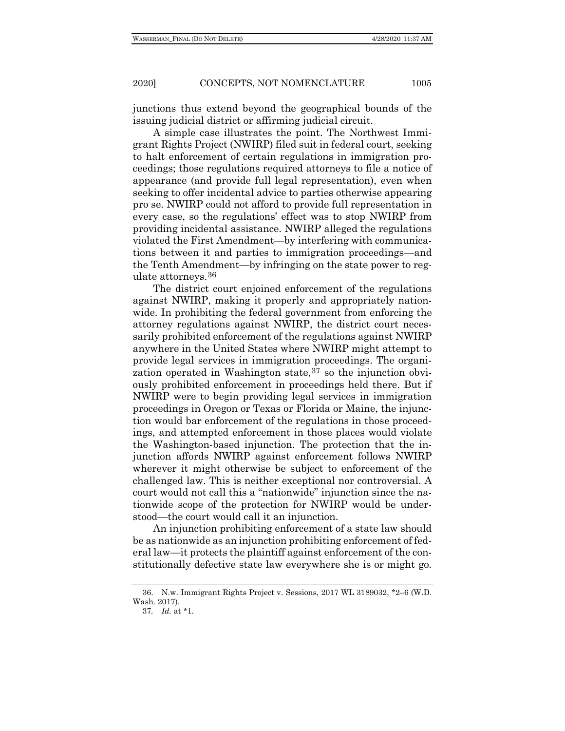junctions thus extend beyond the geographical bounds of the issuing judicial district or affirming judicial circuit.

A simple case illustrates the point. The Northwest Immigrant Rights Project (NWIRP) filed suit in federal court, seeking to halt enforcement of certain regulations in immigration proceedings; those regulations required attorneys to file a notice of appearance (and provide full legal representation), even when seeking to offer incidental advice to parties otherwise appearing pro se. NWIRP could not afford to provide full representation in every case, so the regulations' effect was to stop NWIRP from providing incidental assistance. NWIRP alleged the regulations violated the First Amendment—by interfering with communications between it and parties to immigration proceedings—and the Tenth Amendment—by infringing on the state power to regulate attorneys.[36]

The district court enjoined enforcement of the regulations against NWIRP, making it properly and appropriately nationwide. In prohibiting the federal government from enforcing the attorney regulations against NWIRP, the district court necessarily prohibited enforcement of the regulations against NWIRP anywhere in the United States where NWIRP might attempt to provide legal services in immigration proceedings. The organization operated in Washington state,[37] so the injunction obviously prohibited enforcement in proceedings held there. But if NWIRP were to begin providing legal services in immigration proceedings in Oregon or Texas or Florida or Maine, the injunction would bar enforcement of the regulations in those proceedings, and attempted enforcement in those places would violate the Washington-based injunction. The protection that the injunction affords NWIRP against enforcement follows NWIRP wherever it might otherwise be subject to enforcement of the challenged law. This is neither exceptional nor controversial. A court would not call this a "nationwide" injunction since the nationwide scope of the protection for NWIRP would be understood—the court would call it an injunction.

An injunction prohibiting enforcement of a state law should be as nationwide as an injunction prohibiting enforcement of federal law—it protects the plaintiff against enforcement of the constitutionally defective state law everywhere she is or might go.

---

36. N.w. Immigrant Rights Project v. Sessions, 2017 WL 3189032, *2–6 (W.D. Wash. 2017).

37. *Id.* at *1.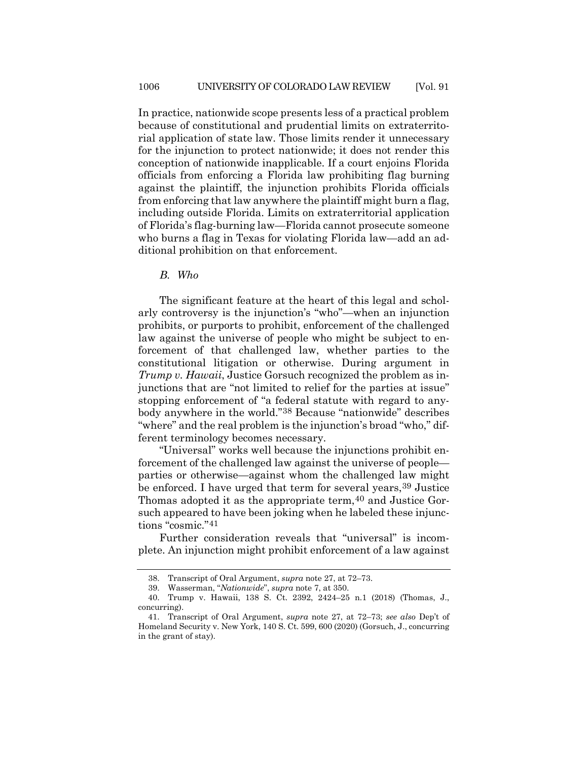In practice, nationwide scope presents less of a practical problem because of constitutional and prudential limits on extraterritorial application of state law. Those limits render it unnecessary for the injunction to protect nationwide; it does not render this conception of nationwide inapplicable. If a court enjoins Florida officials from enforcing a Florida law prohibiting flag burning against the plaintiff, the injunction prohibits Florida officials from enforcing that law anywhere the plaintiff might burn a flag, including outside Florida. Limits on extraterritorial application of Florida's flag-burning law—Florida cannot prosecute someone who burns a flag in Texas for violating Florida law—add an additional prohibition on that enforcement.

### *B. Who*

The significant feature at the heart of this legal and scholarly controversy is the injunction's "who"—when an injunction prohibits, or purports to prohibit, enforcement of the challenged law against the universe of people who might be subject to enforcement of that challenged law, whether parties to the constitutional litigation or otherwise. During argument in *Trump v. Hawaii*, Justice Gorsuch recognized the problem as injunctions that are "not limited to relief for the parties at issue" stopping enforcement of "a federal statute with regard to anybody anywhere in the world."[38] Because "nationwide" describes "where" and the real problem is the injunction's broad "who," different terminology becomes necessary.

"Universal" works well because the injunctions prohibit enforcement of the challenged law against the universe of people—parties or otherwise—against whom the challenged law might be enforced. I have urged that term for several years,[39] Justice Thomas adopted it as the appropriate term,[40] and Justice Gorsuch appeared to have been joking when he labeled these injunctions "cosmic."[41]

Further consideration reveals that "universal" is incomplete. An injunction might prohibit enforcement of a law against

38. Transcript of Oral Argument, *supra* note 27, at 72–73.

39. Wasserman, "*Nationwide*", *supra* note 7, at 350.

40. Trump v. Hawaii, 138 S. Ct. 2392, 2424–25 n.1 (2018) (Thomas, J., concurring).

41. Transcript of Oral Argument, *supra* note 27, at 72–73; *see also* Dep't of Homeland Security v. New York, 140 S. Ct. 599, 600 (2020) (Gorsuch, J., concurring in the grant of stay).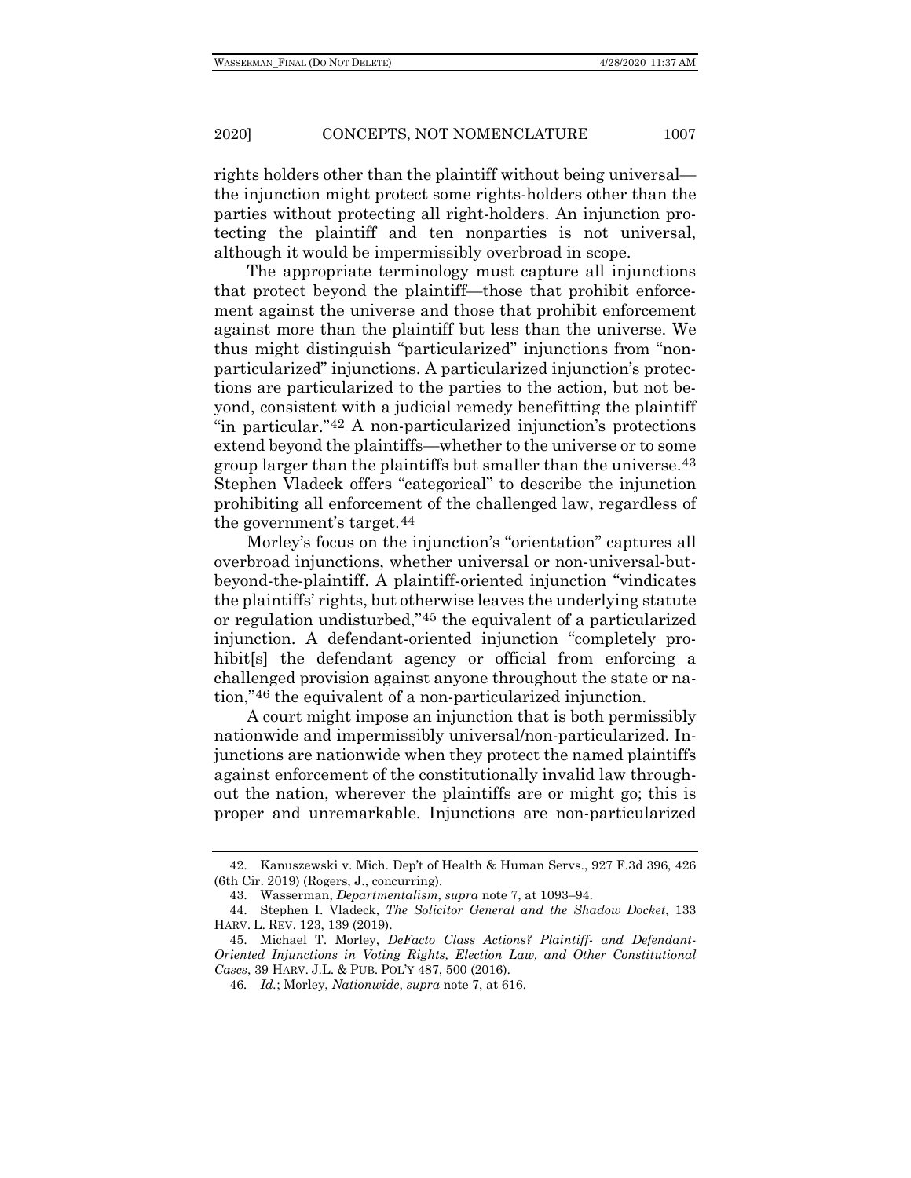rights holders other than the plaintiff without being universal—the injunction might protect some rights-holders other than the parties without protecting all right-holders. An injunction protecting the plaintiff and ten nonparties is not universal, although it would be impermissibly overbroad in scope.

The appropriate terminology must capture all injunctions that protect beyond the plaintiff—those that prohibit enforcement against the universe and those that prohibit enforcement against more than the plaintiff but less than the universe. We thus might distinguish "particularized" injunctions from "non-particularized" injunctions. A particularized injunction's protections are particularized to the parties to the action, but not beyond, consistent with a judicial remedy benefitting the plaintiff "in particular."[42] A non-particularized injunction's protections extend beyond the plaintiffs—whether to the universe or to some group larger than the plaintiffs but smaller than the universe.[43] Stephen Vladeck offers "categorical" to describe the injunction prohibiting all enforcement of the challenged law, regardless of the government's target.[44]

Morley's focus on the injunction's "orientation" captures all overbroad injunctions, whether universal or non-universal-but-beyond-the-plaintiff. A plaintiff-oriented injunction "vindicates the plaintiffs' rights, but otherwise leaves the underlying statute or regulation undisturbed,"[45] the equivalent of a particularized injunction. A defendant-oriented injunction "completely prohibit[s] the defendant agency or official from enforcing a challenged provision against anyone throughout the state or nation,"[46] the equivalent of a non-particularized injunction.

A court might impose an injunction that is both permissibly nationwide and impermissibly universal/non-particularized. Injunctions are nationwide when they protect the named plaintiffs against enforcement of the constitutionally invalid law throughout the nation, wherever the plaintiffs are or might go; this is proper and unremarkable. Injunctions are non-particularized

---

42. Kanuszewski v. Mich. Dep't of Health & Human Servs., 927 F.3d 396, 426 (6th Cir. 2019) (Rogers, J., concurring).

43. Wasserman, *Departmentalism*, *supra* note 7, at 1093–94.

44. Stephen I. Vladeck, *The Solicitor General and the Shadow Docket*, 133 HARV. L. REV. 123, 139 (2019).

45. Michael T. Morley, *DeFacto Class Actions? Plaintiff- and Defendant-Oriented Injunctions in Voting Rights, Election Law, and Other Constitutional Cases*, 39 HARV. J.L. & PUB. POL'Y 487, 500 (2016).

46. *Id.*; Morley, *Nationwide*, *supra* note 7, at 616.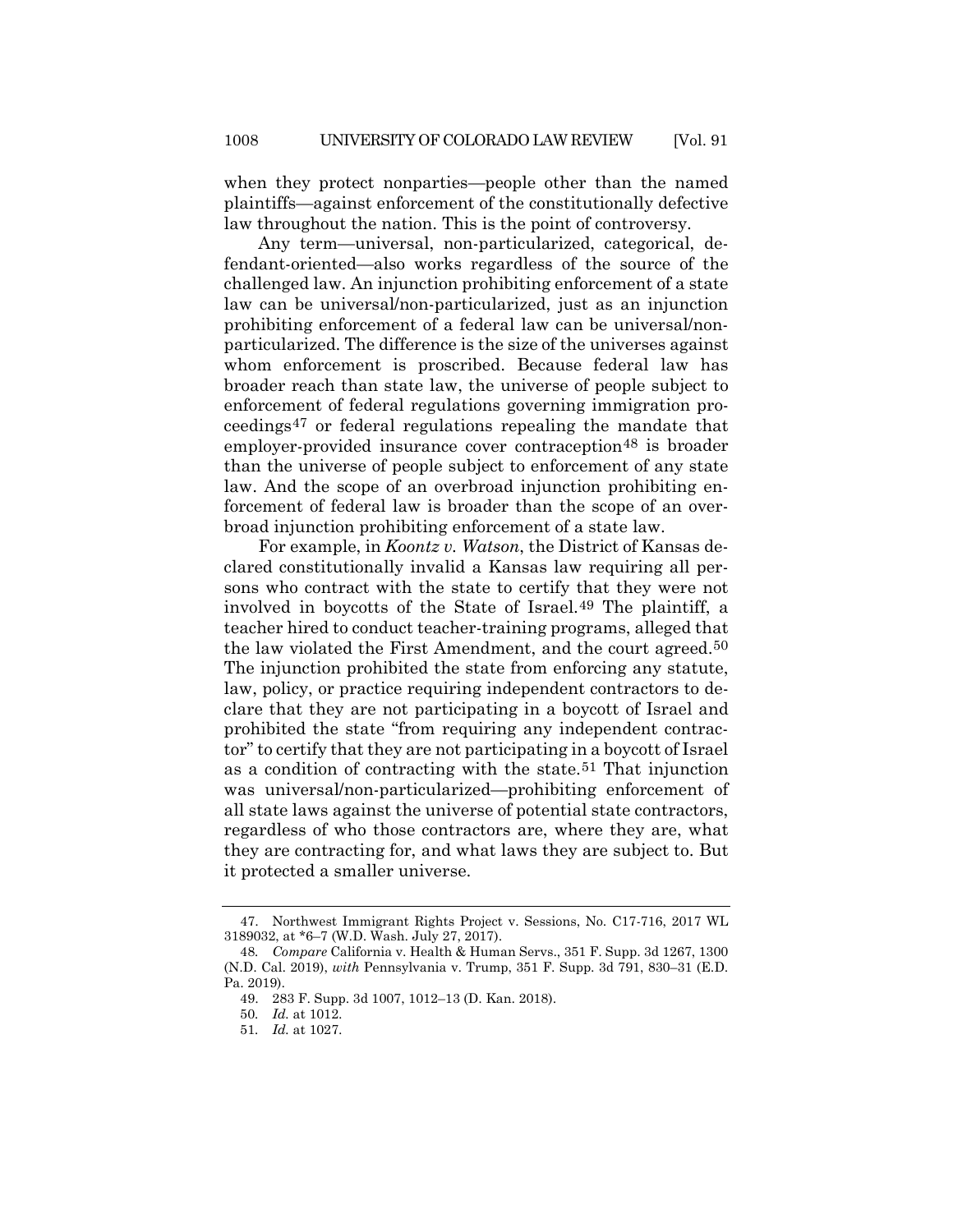when they protect nonparties—people other than the named plaintiffs—against enforcement of the constitutionally defective law throughout the nation. This is the point of controversy.

Any term—universal, non-particularized, categorical, defendant-oriented—also works regardless of the source of the challenged law. An injunction prohibiting enforcement of a state law can be universal/non-particularized, just as an injunction prohibiting enforcement of a federal law can be universal/non-particularized. The difference is the size of the universes against whom enforcement is proscribed. Because federal law has broader reach than state law, the universe of people subject to enforcement of federal regulations governing immigration proceedings[47] or federal regulations repealing the mandate that employer-provided insurance cover contraception[48] is broader than the universe of people subject to enforcement of any state law. And the scope of an overbroad injunction prohibiting enforcement of federal law is broader than the scope of an overbroad injunction prohibiting enforcement of a state law.

For example, in *Koontz v. Watson*, the District of Kansas declared constitutionally invalid a Kansas law requiring all persons who contract with the state to certify that they were not involved in boycotts of the State of Israel.[49] The plaintiff, a teacher hired to conduct teacher-training programs, alleged that the law violated the First Amendment, and the court agreed.[50] The injunction prohibited the state from enforcing any statute, law, policy, or practice requiring independent contractors to declare that they are not participating in a boycott of Israel and prohibited the state "from requiring any independent contractor" to certify that they are not participating in a boycott of Israel as a condition of contracting with the state.[51] That injunction was universal/non-particularized—prohibiting enforcement of all state laws against the universe of potential state contractors, regardless of who those contractors are, where they are, what they are contracting for, and what laws they are subject to. But it protected a smaller universe.

---

47. Northwest Immigrant Rights Project v. Sessions, No. C17-716, 2017 WL 3189032, at *6–7 (W.D. Wash. July 27, 2017).

48. *Compare* California v. Health & Human Servs., 351 F. Supp. 3d 1267, 1300 (N.D. Cal. 2019), *with* Pennsylvania v. Trump, 351 F. Supp. 3d 791, 830–31 (E.D. Pa. 2019).

49. 283 F. Supp. 3d 1007, 1012–13 (D. Kan. 2018).

50. *Id.* at 1012.

51. *Id.* at 1027.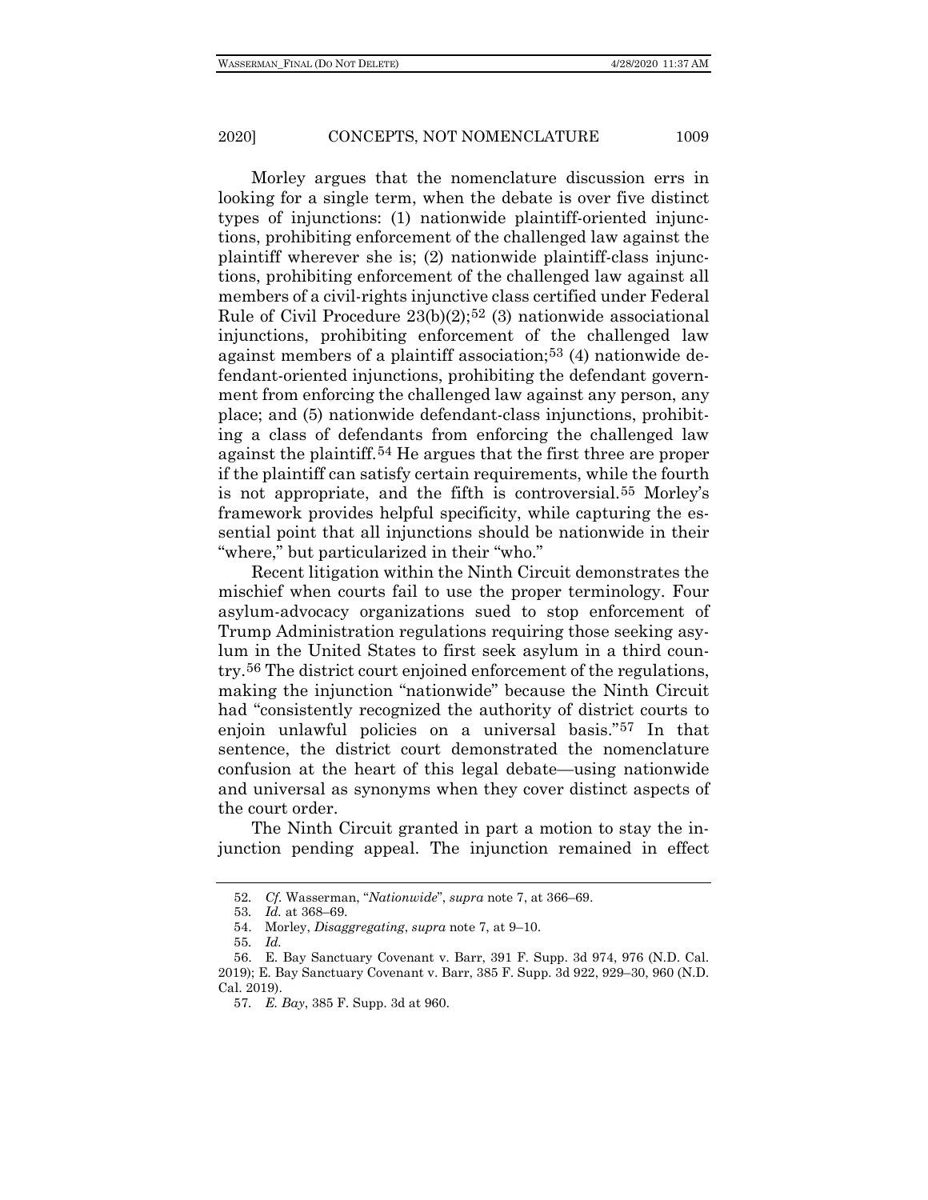Morley argues that the nomenclature discussion errs in looking for a single term, when the debate is over five distinct types of injunctions: (1) nationwide plaintiff-oriented injunctions, prohibiting enforcement of the challenged law against the plaintiff wherever she is; (2) nationwide plaintiff-class injunctions, prohibiting enforcement of the challenged law against all members of a civil-rights injunctive class certified under Federal Rule of Civil Procedure 23(b)(2);[52] (3) nationwide associational injunctions, prohibiting enforcement of the challenged law against members of a plaintiff association;[53] (4) nationwide defendant-oriented injunctions, prohibiting the defendant government from enforcing the challenged law against any person, any place; and (5) nationwide defendant-class injunctions, prohibiting a class of defendants from enforcing the challenged law against the plaintiff.[54] He argues that the first three are proper if the plaintiff can satisfy certain requirements, while the fourth is not appropriate, and the fifth is controversial.[55] Morley's framework provides helpful specificity, while capturing the essential point that all injunctions should be nationwide in their "where," but particularized in their "who."

Recent litigation within the Ninth Circuit demonstrates the mischief when courts fail to use the proper terminology. Four asylum-advocacy organizations sued to stop enforcement of Trump Administration regulations requiring those seeking asylum in the United States to first seek asylum in a third country.[56] The district court enjoined enforcement of the regulations, making the injunction "nationwide" because the Ninth Circuit had "consistently recognized the authority of district courts to enjoin unlawful policies on a universal basis."[57] In that sentence, the district court demonstrated the nomenclature confusion at the heart of this legal debate—using nationwide and universal as synonyms when they cover distinct aspects of the court order.

The Ninth Circuit granted in part a motion to stay the injunction pending appeal. The injunction remained in effect

---

52. *Cf.* Wasserman, "*Nationwide*", *supra* note 7, at 366–69.

53. *Id.* at 368–69.

54. Morley, *Disaggregating*, *supra* note 7, at 9–10.

55. *Id.*

56. E. Bay Sanctuary Covenant v. Barr, 391 F. Supp. 3d 974, 976 (N.D. Cal. 2019); E. Bay Sanctuary Covenant v. Barr, 385 F. Supp. 3d 922, 929–30, 960 (N.D. Cal. 2019).

57. *E. Bay*, 385 F. Supp. 3d at 960.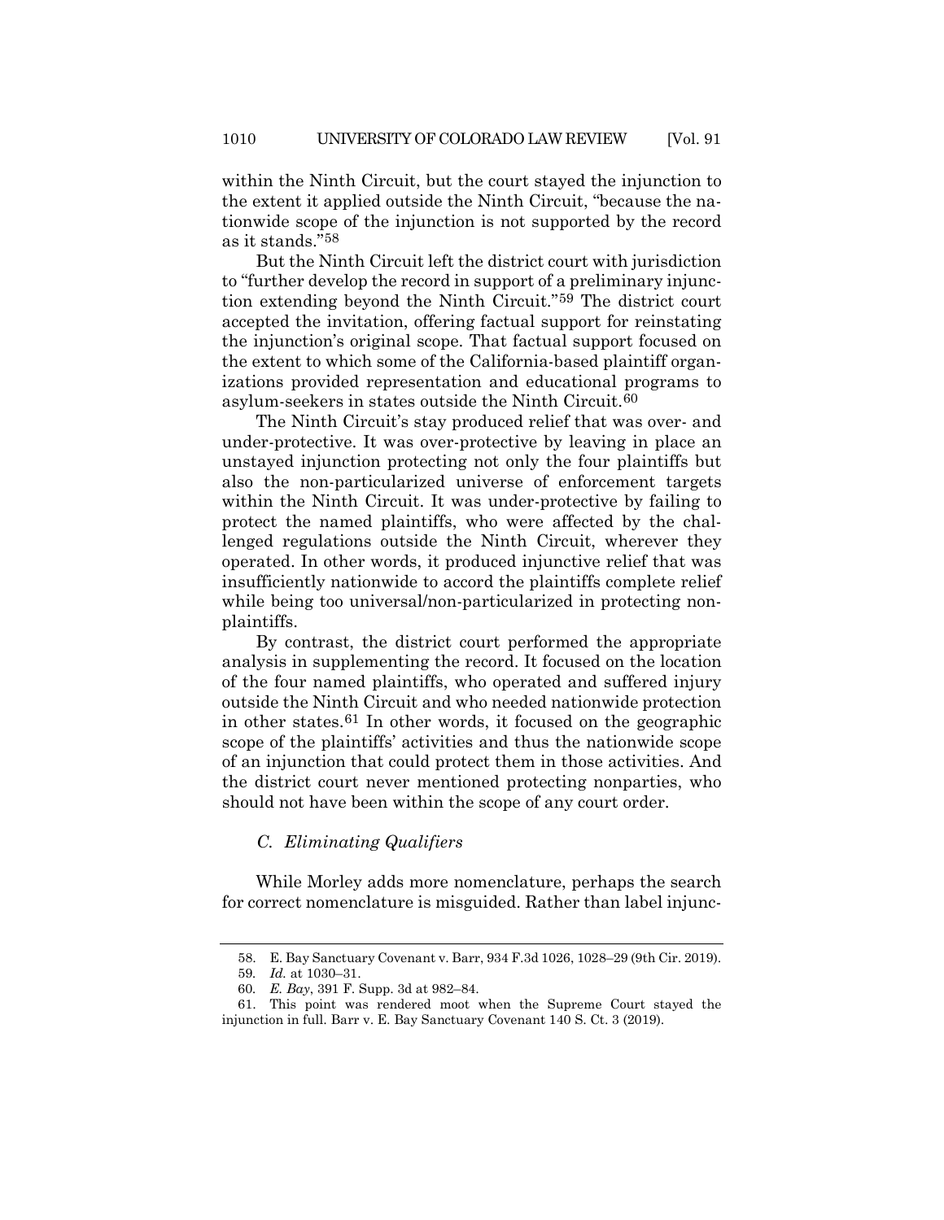within the Ninth Circuit, but the court stayed the injunction to the extent it applied outside the Ninth Circuit, "because the nationwide scope of the injunction is not supported by the record as it stands."[58]

But the Ninth Circuit left the district court with jurisdiction to "further develop the record in support of a preliminary injunction extending beyond the Ninth Circuit."[59] The district court accepted the invitation, offering factual support for reinstating the injunction's original scope. That factual support focused on the extent to which some of the California-based plaintiff organizations provided representation and educational programs to asylum-seekers in states outside the Ninth Circuit.[60]

The Ninth Circuit's stay produced relief that was over- and under-protective. It was over-protective by leaving in place an unstayed injunction protecting not only the four plaintiffs but also the non-particularized universe of enforcement targets within the Ninth Circuit. It was under-protective by failing to protect the named plaintiffs, who were affected by the challenged regulations outside the Ninth Circuit, wherever they operated. In other words, it produced injunctive relief that was insufficiently nationwide to accord the plaintiffs complete relief while being too universal/non-particularized in protecting non-plaintiffs.

By contrast, the district court performed the appropriate analysis in supplementing the record. It focused on the location of the four named plaintiffs, who operated and suffered injury outside the Ninth Circuit and who needed nationwide protection in other states.[61] In other words, it focused on the geographic scope of the plaintiffs' activities and thus the nationwide scope of an injunction that could protect them in those activities. And the district court never mentioned protecting nonparties, who should not have been within the scope of any court order.

### *C. Eliminating Qualifiers*

While Morley adds more nomenclature, perhaps the search for correct nomenclature is misguided. Rather than label injunc-

58. E. Bay Sanctuary Covenant v. Barr, 934 F.3d 1026, 1028–29 (9th Cir. 2019).

59. *Id.* at 1030–31.

60. *E. Bay*, 391 F. Supp. 3d at 982–84.

61. This point was rendered moot when the Supreme Court stayed the injunction in full. Barr v. E. Bay Sanctuary Covenant 140 S. Ct. 3 (2019).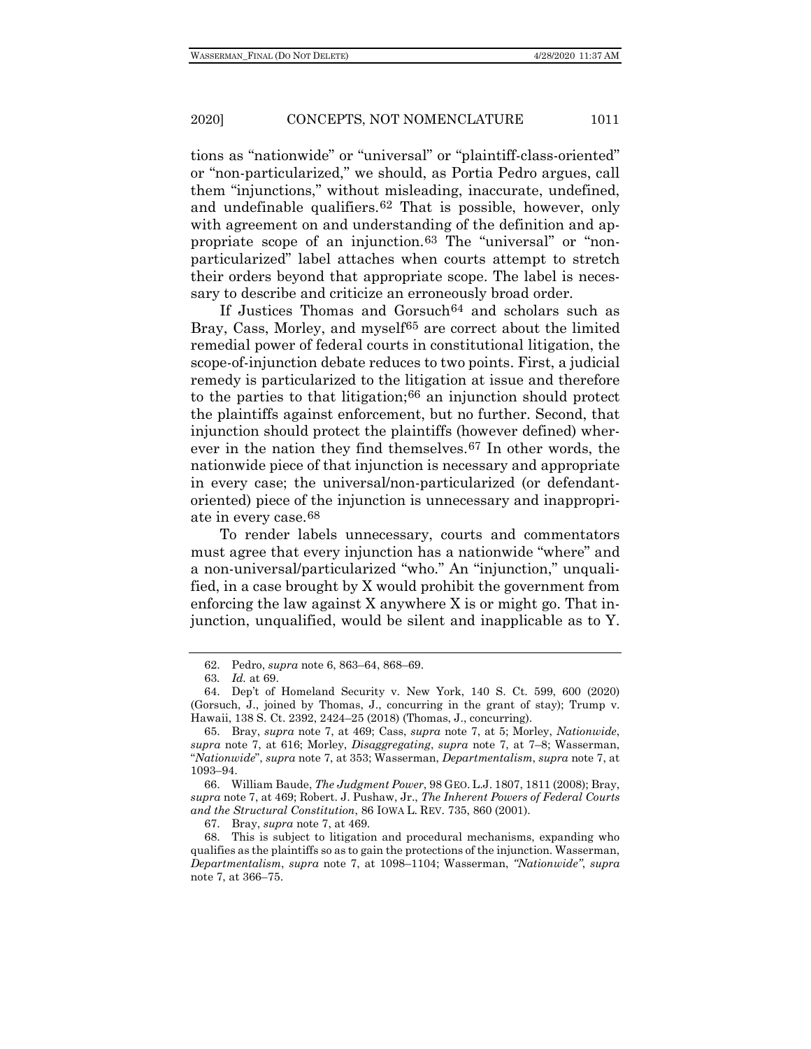tions as "nationwide" or "universal" or "plaintiff-class-oriented" or "non-particularized," we should, as Portia Pedro argues, call them "injunctions," without misleading, inaccurate, undefined, and undefinable qualifiers.[62] That is possible, however, only with agreement on and understanding of the definition and appropriate scope of an injunction.[63] The "universal" or "non-particularized" label attaches when courts attempt to stretch their orders beyond that appropriate scope. The label is necessary to describe and criticize an erroneously broad order.

If Justices Thomas and Gorsuch[64] and scholars such as Bray, Cass, Morley, and myself[65] are correct about the limited remedial power of federal courts in constitutional litigation, the scope-of-injunction debate reduces to two points. First, a judicial remedy is particularized to the litigation at issue and therefore to the parties to that litigation;[66] an injunction should protect the plaintiffs against enforcement, but no further. Second, that injunction should protect the plaintiffs (however defined) wherever in the nation they find themselves.[67] In other words, the nationwide piece of that injunction is necessary and appropriate in every case; the universal/non-particularized (or defendant-oriented) piece of the injunction is unnecessary and inappropriate in every case.[68]

To render labels unnecessary, courts and commentators must agree that every injunction has a nationwide "where" and a non-universal/particularized "who." An "injunction," unqualified, in a case brought by X would prohibit the government from enforcing the law against X anywhere X is or might go. That injunction, unqualified, would be silent and inapplicable as to Y.

---

62. Pedro, *supra* note 6, 863–64, 868–69.

63. *Id.* at 69.

64. Dep't of Homeland Security v. New York, 140 S. Ct. 599, 600 (2020) (Gorsuch, J., joined by Thomas, J., concurring in the grant of stay); Trump v. Hawaii, 138 S. Ct. 2392, 2424–25 (2018) (Thomas, J., concurring).

65. Bray, *supra* note 7, at 469; Cass, *supra* note 7, at 5; Morley, *Nationwide*, *supra* note 7, at 616; Morley, *Disaggregating*, *supra* note 7, at 7–8; Wasserman, "*Nationwide*", *supra* note 7, at 353; Wasserman, *Departmentalism*, *supra* note 7, at 1093–94.

66. William Baude, *The Judgment Power*, 98 GEO. L.J. 1807, 1811 (2008); Bray, *supra* note 7, at 469; Robert. J. Pushaw, Jr., *The Inherent Powers of Federal Courts and the Structural Constitution*, 86 IOWA L. REV. 735, 860 (2001).

67. Bray, *supra* note 7, at 469.

68. This is subject to litigation and procedural mechanisms, expanding who qualifies as the plaintiffs so as to gain the protections of the injunction. Wasserman, *Departmentalism*, *supra* note 7, at 1098–1104; Wasserman, *"Nationwide"*, *supra* note 7, at 366–75.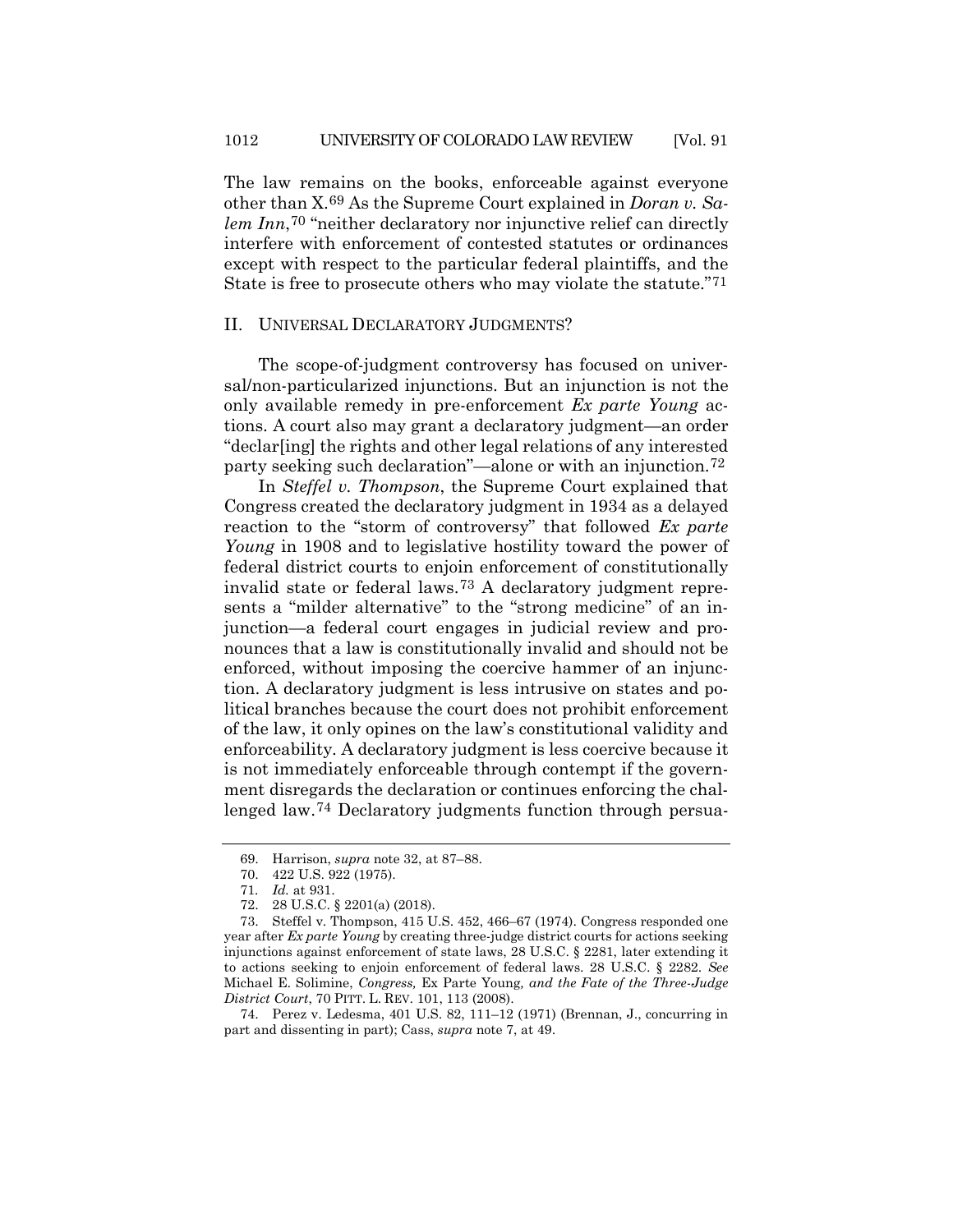The law remains on the books, enforceable against everyone other than X.[69] As the Supreme Court explained in *Doran v. Salem Inn*,[70] "neither declaratory nor injunctive relief can directly interfere with enforcement of contested statutes or ordinances except with respect to the particular federal plaintiffs, and the State is free to prosecute others who may violate the statute."[71]

## II. UNIVERSAL DECLARATORY JUDGMENTS?

The scope-of-judgment controversy has focused on universal/non-particularized injunctions. But an injunction is not the only available remedy in pre-enforcement *Ex parte Young* actions. A court also may grant a declaratory judgment—an order "declar[ing] the rights and other legal relations of any interested party seeking such declaration"—alone or with an injunction.[72]

In *Steffel v. Thompson*, the Supreme Court explained that Congress created the declaratory judgment in 1934 as a delayed reaction to the "storm of controversy" that followed *Ex parte Young* in 1908 and to legislative hostility toward the power of federal district courts to enjoin enforcement of constitutionally invalid state or federal laws.[73] A declaratory judgment represents a "milder alternative" to the "strong medicine" of an injunction—a federal court engages in judicial review and pronounces that a law is constitutionally invalid and should not be enforced, without imposing the coercive hammer of an injunction. A declaratory judgment is less intrusive on states and political branches because the court does not prohibit enforcement of the law, it only opines on the law's constitutional validity and enforceability. A declaratory judgment is less coercive because it is not immediately enforceable through contempt if the government disregards the declaration or continues enforcing the challenged law.[74] Declaratory judgments function through persua-

---

69. Harrison, *supra* note 32, at 87–88.

70. 422 U.S. 922 (1975).

71. *Id.* at 931.

72. 28 U.S.C. § 2201(a) (2018).

73. Steffel v. Thompson, 415 U.S. 452, 466–67 (1974). Congress responded one year after *Ex parte Young* by creating three-judge district courts for actions seeking injunctions against enforcement of state laws, 28 U.S.C. § 2281, later extending it to actions seeking to enjoin enforcement of federal laws. 28 U.S.C. § 2282. *See* Michael E. Solimine, *Congress,* Ex Parte Young*, and the Fate of the Three-Judge District Court*, 70 PITT. L. REV. 101, 113 (2008).

74. Perez v. Ledesma, 401 U.S. 82, 111–12 (1971) (Brennan, J., concurring in part and dissenting in part); Cass, *supra* note 7, at 49.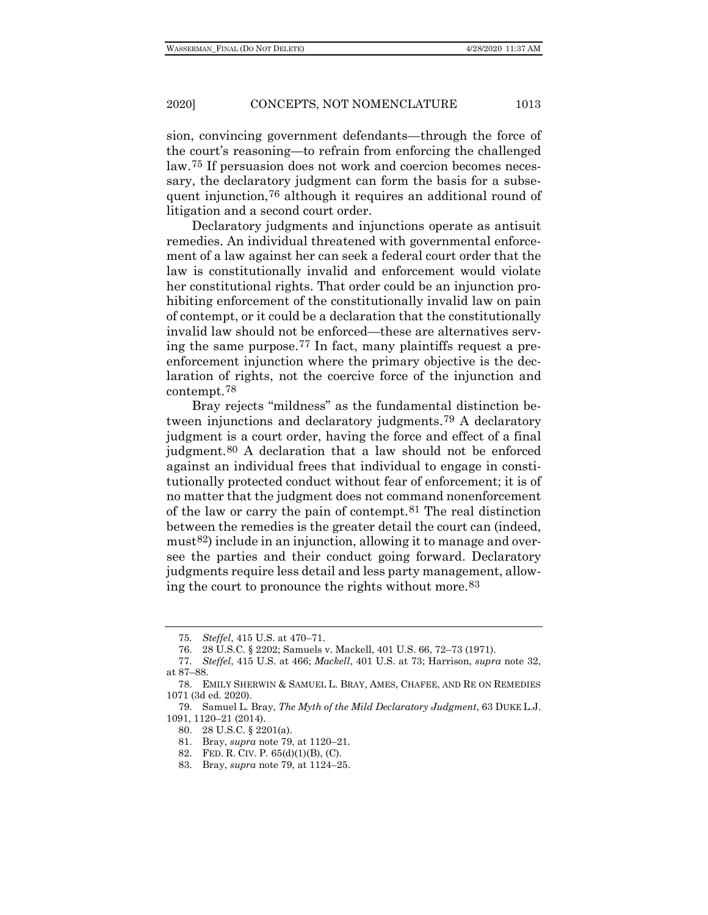sion, convincing government defendants—through the force of the court's reasoning—to refrain from enforcing the challenged law.[75] If persuasion does not work and coercion becomes necessary, the declaratory judgment can form the basis for a subsequent injunction,[76] although it requires an additional round of litigation and a second court order.

Declaratory judgments and injunctions operate as antisuit remedies. An individual threatened with governmental enforcement of a law against her can seek a federal court order that the law is constitutionally invalid and enforcement would violate her constitutional rights. That order could be an injunction prohibiting enforcement of the constitutionally invalid law on pain of contempt, or it could be a declaration that the constitutionally invalid law should not be enforced—these are alternatives serving the same purpose.[77] In fact, many plaintiffs request a pre-enforcement injunction where the primary objective is the declaration of rights, not the coercive force of the injunction and contempt.[78]

Bray rejects "mildness" as the fundamental distinction between injunctions and declaratory judgments.[79] A declaratory judgment is a court order, having the force and effect of a final judgment.[80] A declaration that a law should not be enforced against an individual frees that individual to engage in constitutionally protected conduct without fear of enforcement; it is of no matter that the judgment does not command nonenforcement of the law or carry the pain of contempt.[81] The real distinction between the remedies is the greater detail the court can (indeed, must[82]) include in an injunction, allowing it to manage and oversee the parties and their conduct going forward. Declaratory judgments require less detail and less party management, allowing the court to pronounce the rights without more.[83]

---

75. *Steffel*, 415 U.S. at 470–71.

76. 28 U.S.C. § 2202; Samuels v. Mackell, 401 U.S. 66, 72–73 (1971).

77. *Steffel*, 415 U.S. at 466; *Mackell*, 401 U.S. at 73; Harrison, *supra* note 32, at 87–88.

78. EMILY SHERWIN & SAMUEL L. BRAY, AMES, CHAFEE, AND RE ON REMEDIES 1071 (3d ed. 2020).

79. Samuel L. Bray, *The Myth of the Mild Declaratory Judgment*, 63 DUKE L.J. 1091, 1120–21 (2014).

80. 28 U.S.C. § 2201(a).

81. Bray, *supra* note 79, at 1120–21.

82. FED. R. CIV. P. 65(d)(1)(B), (C).

83. Bray, *supra* note 79, at 1124–25.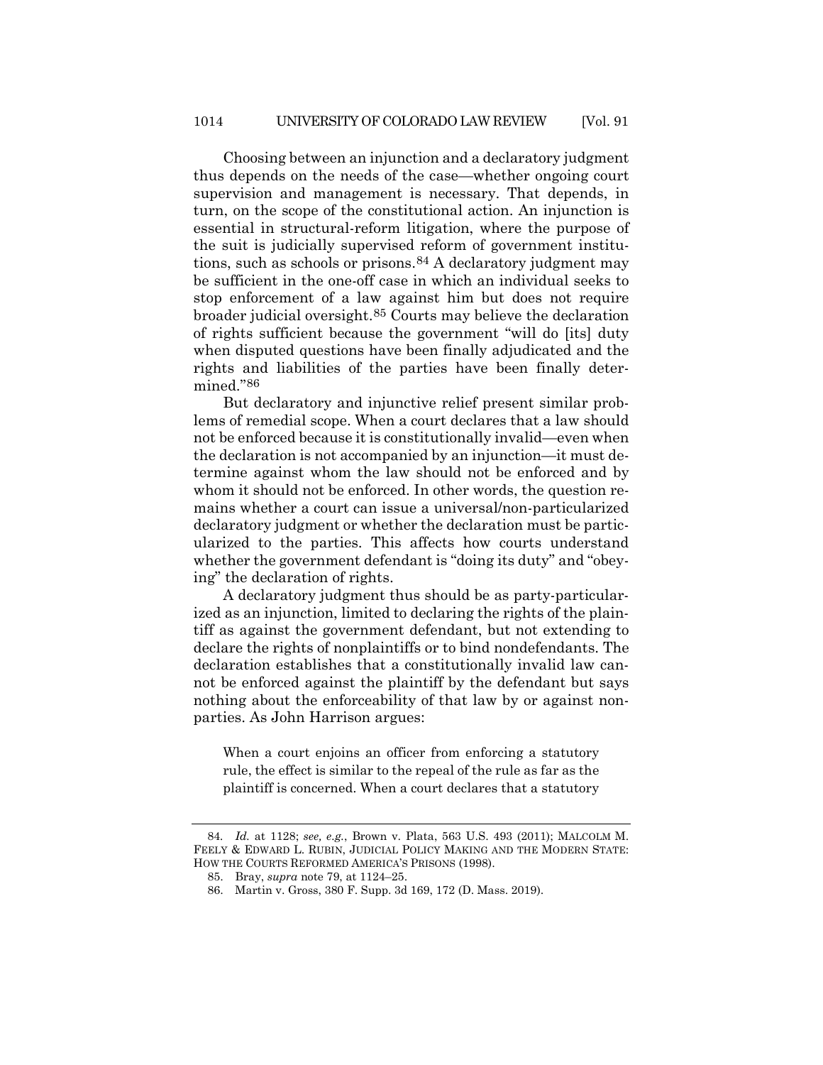Choosing between an injunction and a declaratory judgment thus depends on the needs of the case—whether ongoing court supervision and management is necessary. That depends, in turn, on the scope of the constitutional action. An injunction is essential in structural-reform litigation, where the purpose of the suit is judicially supervised reform of government institutions, such as schools or prisons.[84] A declaratory judgment may be sufficient in the one-off case in which an individual seeks to stop enforcement of a law against him but does not require broader judicial oversight.[85] Courts may believe the declaration of rights sufficient because the government "will do [its] duty when disputed questions have been finally adjudicated and the rights and liabilities of the parties have been finally determined."[86]

But declaratory and injunctive relief present similar problems of remedial scope. When a court declares that a law should not be enforced because it is constitutionally invalid—even when the declaration is not accompanied by an injunction—it must determine against whom the law should not be enforced and by whom it should not be enforced. In other words, the question remains whether a court can issue a universal/non-particularized declaratory judgment or whether the declaration must be particularized to the parties. This affects how courts understand whether the government defendant is "doing its duty" and "obeying" the declaration of rights.

A declaratory judgment thus should be as party-particularized as an injunction, limited to declaring the rights of the plaintiff as against the government defendant, but not extending to declare the rights of nonplaintiffs or to bind nondefendants. The declaration establishes that a constitutionally invalid law cannot be enforced against the plaintiff by the defendant but says nothing about the enforceability of that law by or against nonparties. As John Harrison argues:

> When a court enjoins an officer from enforcing a statutory rule, the effect is similar to the repeal of the rule as far as the plaintiff is concerned. When a court declares that a statutory

---

84. *Id.* at 1128; *see, e.g.*, Brown v. Plata, 563 U.S. 493 (2011); MALCOLM M. FEELY & EDWARD L. RUBIN, JUDICIAL POLICY MAKING AND THE MODERN STATE: HOW THE COURTS REFORMED AMERICA'S PRISONS (1998).

85. Bray, *supra* note 79, at 1124–25.

86. Martin v. Gross, 380 F. Supp. 3d 169, 172 (D. Mass. 2019).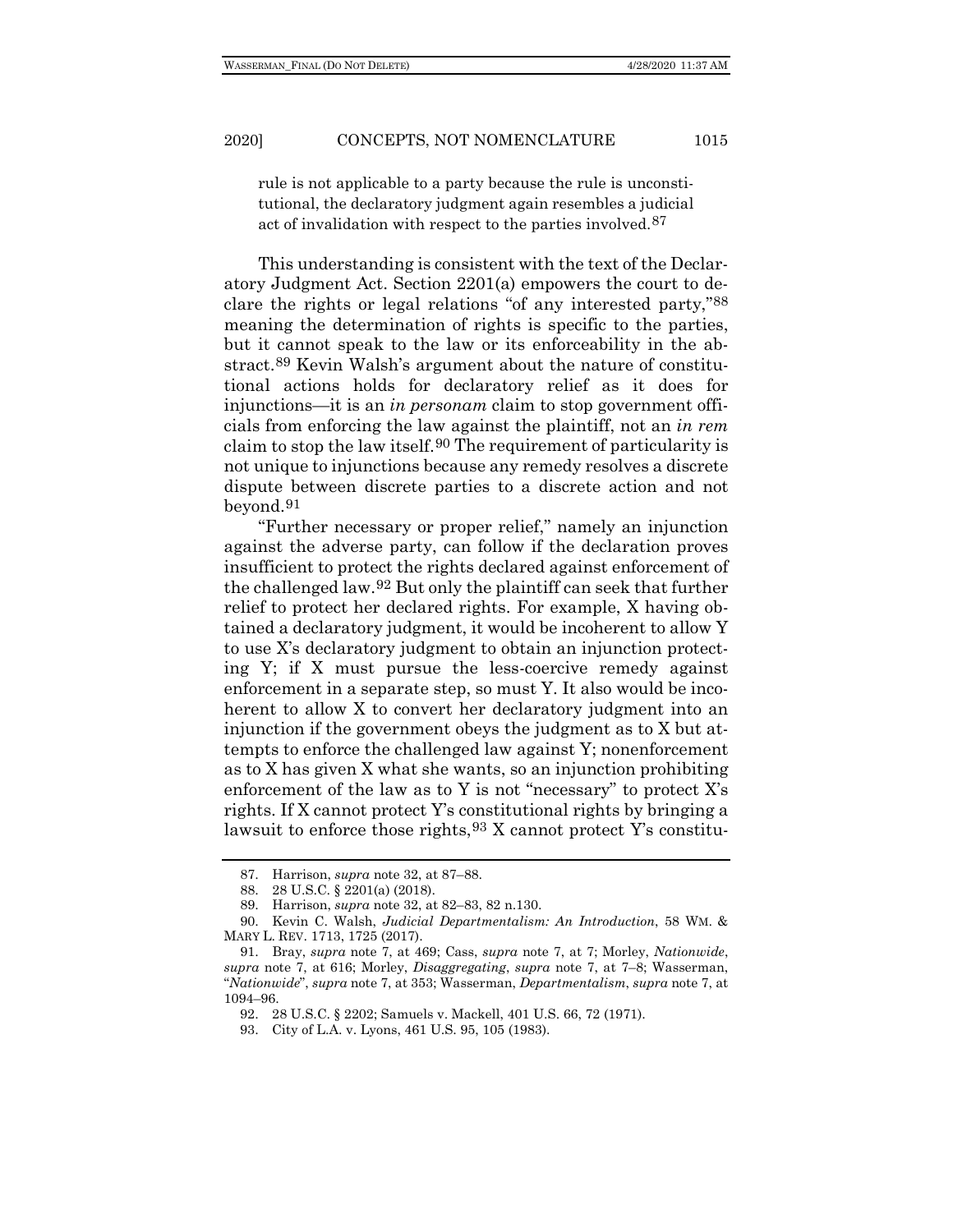rule is not applicable to a party because the rule is unconstitutional, the declaratory judgment again resembles a judicial act of invalidation with respect to the parties involved.[87]

This understanding is consistent with the text of the Declaratory Judgment Act. Section 2201(a) empowers the court to declare the rights or legal relations "of any interested party,"[88] meaning the determination of rights is specific to the parties, but it cannot speak to the law or its enforceability in the abstract.[89] Kevin Walsh's argument about the nature of constitutional actions holds for declaratory relief as it does for injunctions—it is an *in personam* claim to stop government officials from enforcing the law against the plaintiff, not an *in rem* claim to stop the law itself.[90] The requirement of particularity is not unique to injunctions because any remedy resolves a discrete dispute between discrete parties to a discrete action and not beyond.[91]

"Further necessary or proper relief," namely an injunction against the adverse party, can follow if the declaration proves insufficient to protect the rights declared against enforcement of the challenged law.[92] But only the plaintiff can seek that further relief to protect her declared rights. For example, X having obtained a declaratory judgment, it would be incoherent to allow Y to use X's declaratory judgment to obtain an injunction protecting Y; if X must pursue the less-coercive remedy against enforcement in a separate step, so must Y. It also would be incoherent to allow X to convert her declaratory judgment into an injunction if the government obeys the judgment as to X but attempts to enforce the challenged law against Y; nonenforcement as to X has given X what she wants, so an injunction prohibiting enforcement of the law as to Y is not "necessary" to protect X's rights. If X cannot protect Y's constitutional rights by bringing a lawsuit to enforce those rights,[93] X cannot protect Y's constitu-

---

87. Harrison, *supra* note 32, at 87–88.

88. 28 U.S.C. § 2201(a) (2018).

89. Harrison, *supra* note 32, at 82–83, 82 n.130.

90. Kevin C. Walsh, *Judicial Departmentalism: An Introduction*, 58 WM. & MARY L. REV. 1713, 1725 (2017).

91. Bray, *supra* note 7, at 469; Cass, *supra* note 7, at 7; Morley, *Nationwide*, *supra* note 7, at 616; Morley, *Disaggregating*, *supra* note 7, at 7–8; Wasserman, "*Nationwide*", *supra* note 7, at 353; Wasserman, *Departmentalism*, *supra* note 7, at 1094–96.

92. 28 U.S.C. § 2202; Samuels v. Mackell, 401 U.S. 66, 72 (1971).

93. City of L.A. v. Lyons, 461 U.S. 95, 105 (1983).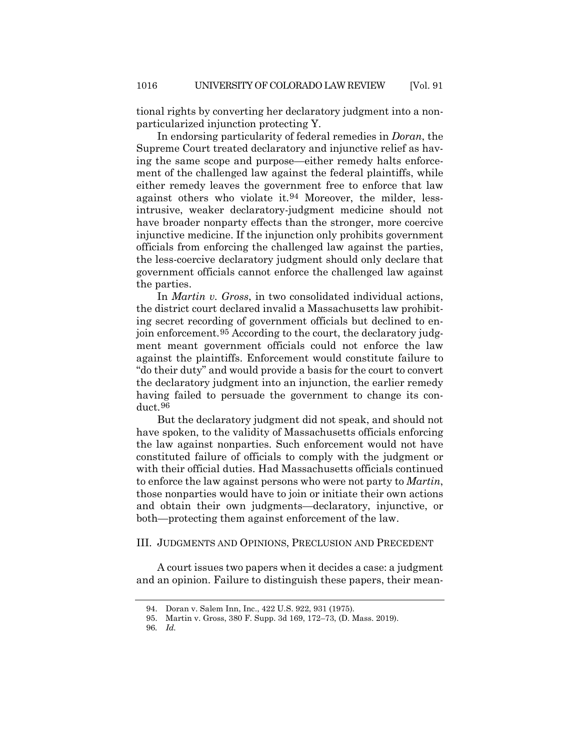tional rights by converting her declaratory judgment into a nonparticularized injunction protecting Y.

In endorsing particularity of federal remedies in *Doran*, the Supreme Court treated declaratory and injunctive relief as having the same scope and purpose—either remedy halts enforcement of the challenged law against the federal plaintiffs, while either remedy leaves the government free to enforce that law against others who violate it.[94] Moreover, the milder, less-intrusive, weaker declaratory-judgment medicine should not have broader nonparty effects than the stronger, more coercive injunctive medicine. If the injunction only prohibits government officials from enforcing the challenged law against the parties, the less-coercive declaratory judgment should only declare that government officials cannot enforce the challenged law against the parties.

In *Martin v. Gross*, in two consolidated individual actions, the district court declared invalid a Massachusetts law prohibiting secret recording of government officials but declined to enjoin enforcement.[95] According to the court, the declaratory judgment meant government officials could not enforce the law against the plaintiffs. Enforcement would constitute failure to "do their duty" and would provide a basis for the court to convert the declaratory judgment into an injunction, the earlier remedy having failed to persuade the government to change its conduct.[96]

But the declaratory judgment did not speak, and should not have spoken, to the validity of Massachusetts officials enforcing the law against nonparties. Such enforcement would not have constituted failure of officials to comply with the judgment or with their official duties. Had Massachusetts officials continued to enforce the law against persons who were not party to *Martin*, those nonparties would have to join or initiate their own actions and obtain their own judgments—declaratory, injunctive, or both—protecting them against enforcement of the law.

## III. JUDGMENTS AND OPINIONS, PRECLUSION AND PRECEDENT

A court issues two papers when it decides a case: a judgment and an opinion. Failure to distinguish these papers, their mean-

---

94. Doran v. Salem Inn, Inc., 422 U.S. 922, 931 (1975).

95. Martin v. Gross, 380 F. Supp. 3d 169, 172–73, (D. Mass. 2019).

96. *Id.*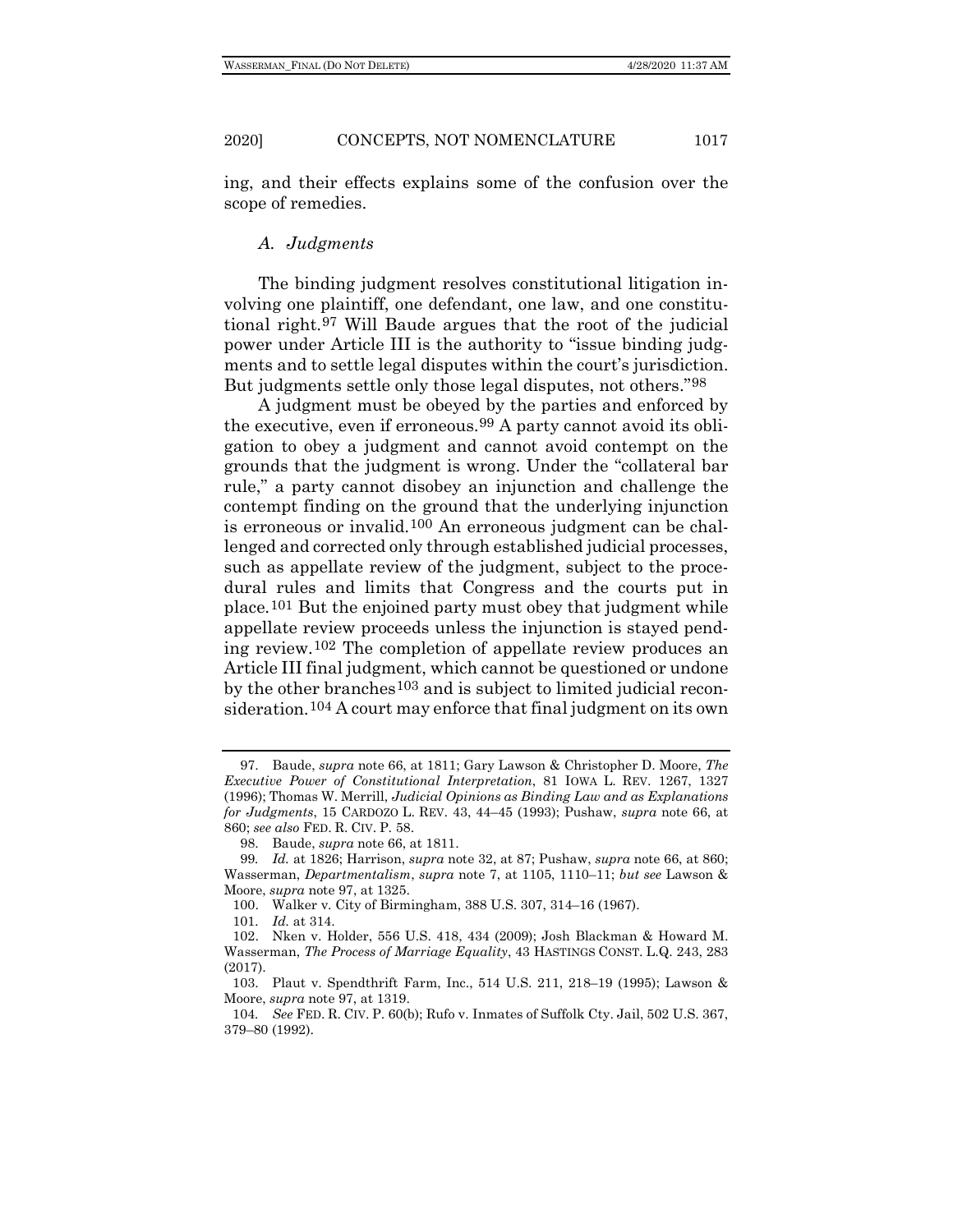ing, and their effects explains some of the confusion over the scope of remedies.

### *A. Judgments*

The binding judgment resolves constitutional litigation involving one plaintiff, one defendant, one law, and one constitutional right.[97] Will Baude argues that the root of the judicial power under Article III is the authority to "issue binding judgments and to settle legal disputes within the court's jurisdiction. But judgments settle only those legal disputes, not others."[98]

A judgment must be obeyed by the parties and enforced by the executive, even if erroneous.[99] A party cannot avoid its obligation to obey a judgment and cannot avoid contempt on the grounds that the judgment is wrong. Under the "collateral bar rule," a party cannot disobey an injunction and challenge the contempt finding on the ground that the underlying injunction is erroneous or invalid.[100] An erroneous judgment can be challenged and corrected only through established judicial processes, such as appellate review of the judgment, subject to the procedural rules and limits that Congress and the courts put in place.[101] But the enjoined party must obey that judgment while appellate review proceeds unless the injunction is stayed pending review.[102] The completion of appellate review produces an Article III final judgment, which cannot be questioned or undone by the other branches[103] and is subject to limited judicial reconsideration.[104] A court may enforce that final judgment on its own

---

97. Baude, *supra* note 66, at 1811; Gary Lawson & Christopher D. Moore, *The Executive Power of Constitutional Interpretation*, 81 IOWA L. REV. 1267, 1327 (1996); Thomas W. Merrill, *Judicial Opinions as Binding Law and as Explanations for Judgments*, 15 CARDOZO L. REV. 43, 44–45 (1993); Pushaw, *supra* note 66, at 860; *see also* FED. R. CIV. P. 58.

98. Baude, *supra* note 66, at 1811.

99. *Id.* at 1826; Harrison, *supra* note 32, at 87; Pushaw, *supra* note 66, at 860; Wasserman, *Departmentalism*, *supra* note 7, at 1105, 1110–11; *but see* Lawson & Moore, *supra* note 97, at 1325.

100. Walker v. City of Birmingham, 388 U.S. 307, 314–16 (1967).

101. *Id.* at 314.

102. Nken v. Holder, 556 U.S. 418, 434 (2009); Josh Blackman & Howard M. Wasserman, *The Process of Marriage Equality*, 43 HASTINGS CONST. L.Q. 243, 283 (2017).

103. Plaut v. Spendthrift Farm, Inc., 514 U.S. 211, 218–19 (1995); Lawson & Moore, *supra* note 97, at 1319.

104. *See* FED. R. CIV. P. 60(b); Rufo v. Inmates of Suffolk Cty. Jail, 502 U.S. 367, 379–80 (1992).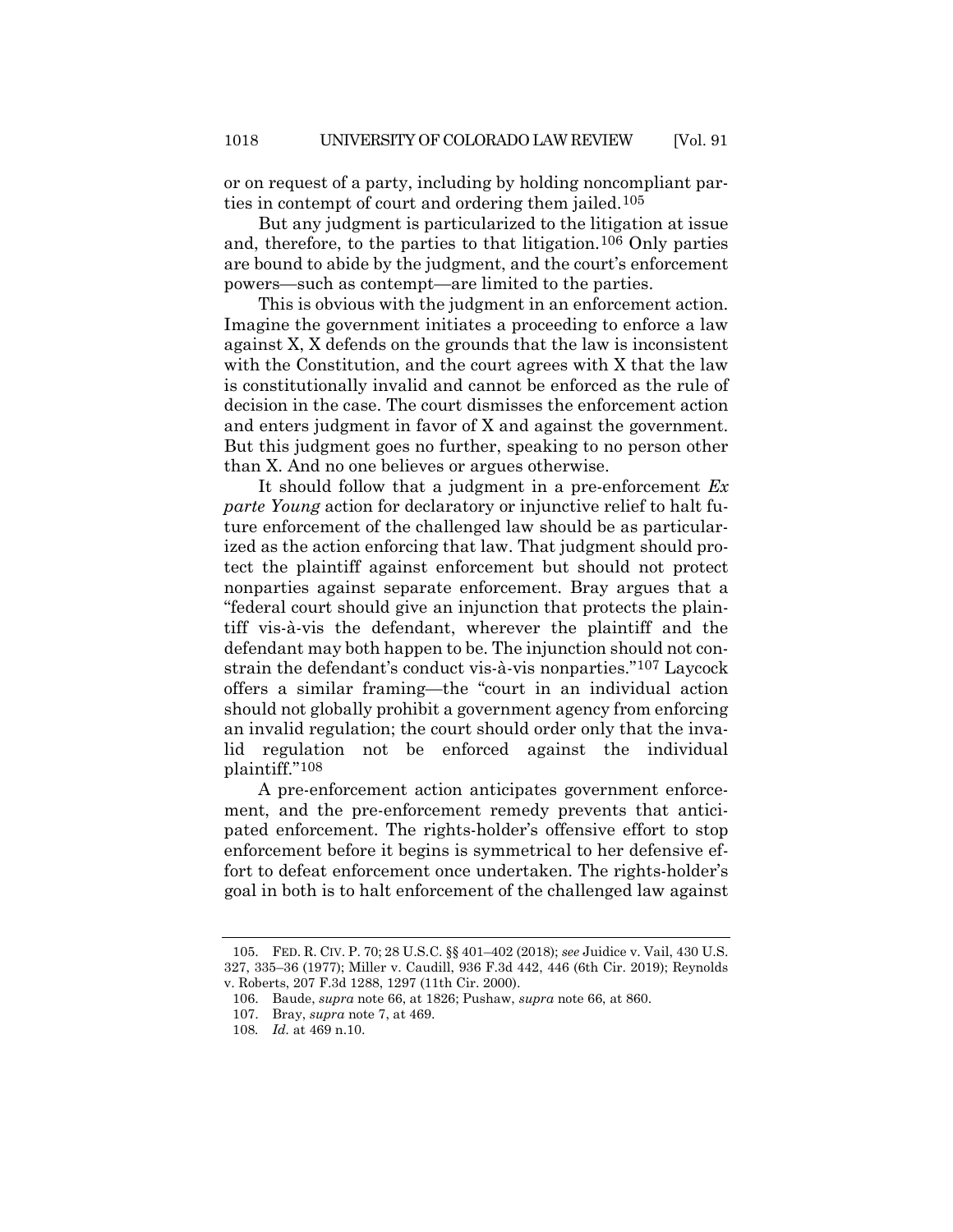or on request of a party, including by holding noncompliant parties in contempt of court and ordering them jailed.[105]

But any judgment is particularized to the litigation at issue and, therefore, to the parties to that litigation.[106] Only parties are bound to abide by the judgment, and the court's enforcement powers—such as contempt—are limited to the parties.

This is obvious with the judgment in an enforcement action. Imagine the government initiates a proceeding to enforce a law against X, X defends on the grounds that the law is inconsistent with the Constitution, and the court agrees with X that the law is constitutionally invalid and cannot be enforced as the rule of decision in the case. The court dismisses the enforcement action and enters judgment in favor of X and against the government. But this judgment goes no further, speaking to no person other than X. And no one believes or argues otherwise.

It should follow that a judgment in a pre-enforcement *Ex parte Young* action for declaratory or injunctive relief to halt future enforcement of the challenged law should be as particularized as the action enforcing that law. That judgment should protect the plaintiff against enforcement but should not protect nonparties against separate enforcement. Bray argues that a "federal court should give an injunction that protects the plaintiff vis-à-vis the defendant, wherever the plaintiff and the defendant may both happen to be. The injunction should not constrain the defendant's conduct vis-à-vis nonparties."[107] Laycock offers a similar framing—the "court in an individual action should not globally prohibit a government agency from enforcing an invalid regulation; the court should order only that the invalid regulation not be enforced against the individual plaintiff."[108]

A pre-enforcement action anticipates government enforcement, and the pre-enforcement remedy prevents that anticipated enforcement. The rights-holder's offensive effort to stop enforcement before it begins is symmetrical to her defensive effort to defeat enforcement once undertaken. The rights-holder's goal in both is to halt enforcement of the challenged law against

---

105. FED. R. CIV. P. 70; 28 U.S.C. §§ 401–402 (2018); *see* Juidice v. Vail, 430 U.S. 327, 335–36 (1977); Miller v. Caudill, 936 F.3d 442, 446 (6th Cir. 2019); Reynolds v. Roberts, 207 F.3d 1288, 1297 (11th Cir. 2000).

106. Baude, *supra* note 66, at 1826; Pushaw, *supra* note 66, at 860.

107. Bray, *supra* note 7, at 469.

108. *Id.* at 469 n.10.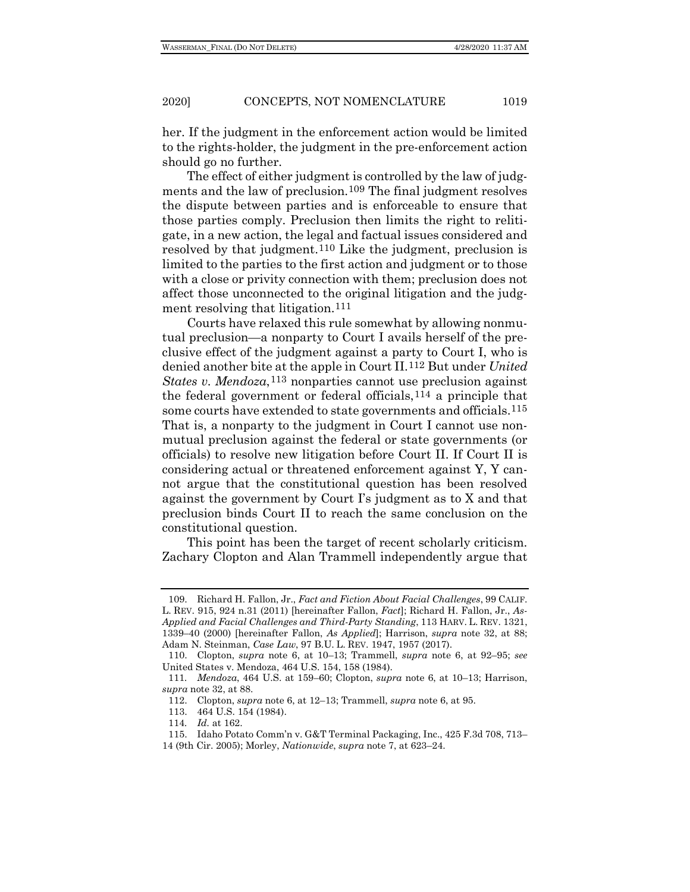her. If the judgment in the enforcement action would be limited to the rights-holder, the judgment in the pre-enforcement action should go no further.

The effect of either judgment is controlled by the law of judgments and the law of preclusion.[109] The final judgment resolves the dispute between parties and is enforceable to ensure that those parties comply. Preclusion then limits the right to relitigate, in a new action, the legal and factual issues considered and resolved by that judgment.[110] Like the judgment, preclusion is limited to the parties to the first action and judgment or to those with a close or privity connection with them; preclusion does not affect those unconnected to the original litigation and the judgment resolving that litigation.[111]

Courts have relaxed this rule somewhat by allowing nonmutual preclusion—a nonparty to Court I avails herself of the preclusive effect of the judgment against a party to Court I, who is denied another bite at the apple in Court II.[112] But under *United States v. Mendoza*,[113] nonparties cannot use preclusion against the federal government or federal officials,[114] a principle that some courts have extended to state governments and officials.[115] That is, a nonparty to the judgment in Court I cannot use nonmutual preclusion against the federal or state governments (or officials) to resolve new litigation before Court II. If Court II is considering actual or threatened enforcement against Y, Y cannot argue that the constitutional question has been resolved against the government by Court I's judgment as to X and that preclusion binds Court II to reach the same conclusion on the constitutional question.

This point has been the target of recent scholarly criticism. Zachary Clopton and Alan Trammell independently argue that

---

109. Richard H. Fallon, Jr., *Fact and Fiction About Facial Challenges*, 99 CALIF. L. REV. 915, 924 n.31 (2011) [hereinafter Fallon, *Fact*]; Richard H. Fallon, Jr., *As-Applied and Facial Challenges and Third-Party Standing*, 113 HARV. L. REV. 1321, 1339–40 (2000) [hereinafter Fallon, *As Applied*]; Harrison, *supra* note 32, at 88; Adam N. Steinman, *Case Law*, 97 B.U. L. REV. 1947, 1957 (2017).

110. Clopton, *supra* note 6, at 10–13; Trammell, *supra* note 6, at 92–95; *see* United States v. Mendoza, 464 U.S. 154, 158 (1984).

111. *Mendoza*, 464 U.S. at 159–60; Clopton, *supra* note 6, at 10–13; Harrison, *supra* note 32, at 88.

112. Clopton, *supra* note 6, at 12–13; Trammell, *supra* note 6, at 95.

113. 464 U.S. 154 (1984).

114. *Id.* at 162.

115. Idaho Potato Comm'n v. G&T Terminal Packaging, Inc., 425 F.3d 708, 713–14 (9th Cir. 2005); Morley, *Nationwide*, *supra* note 7, at 623–24.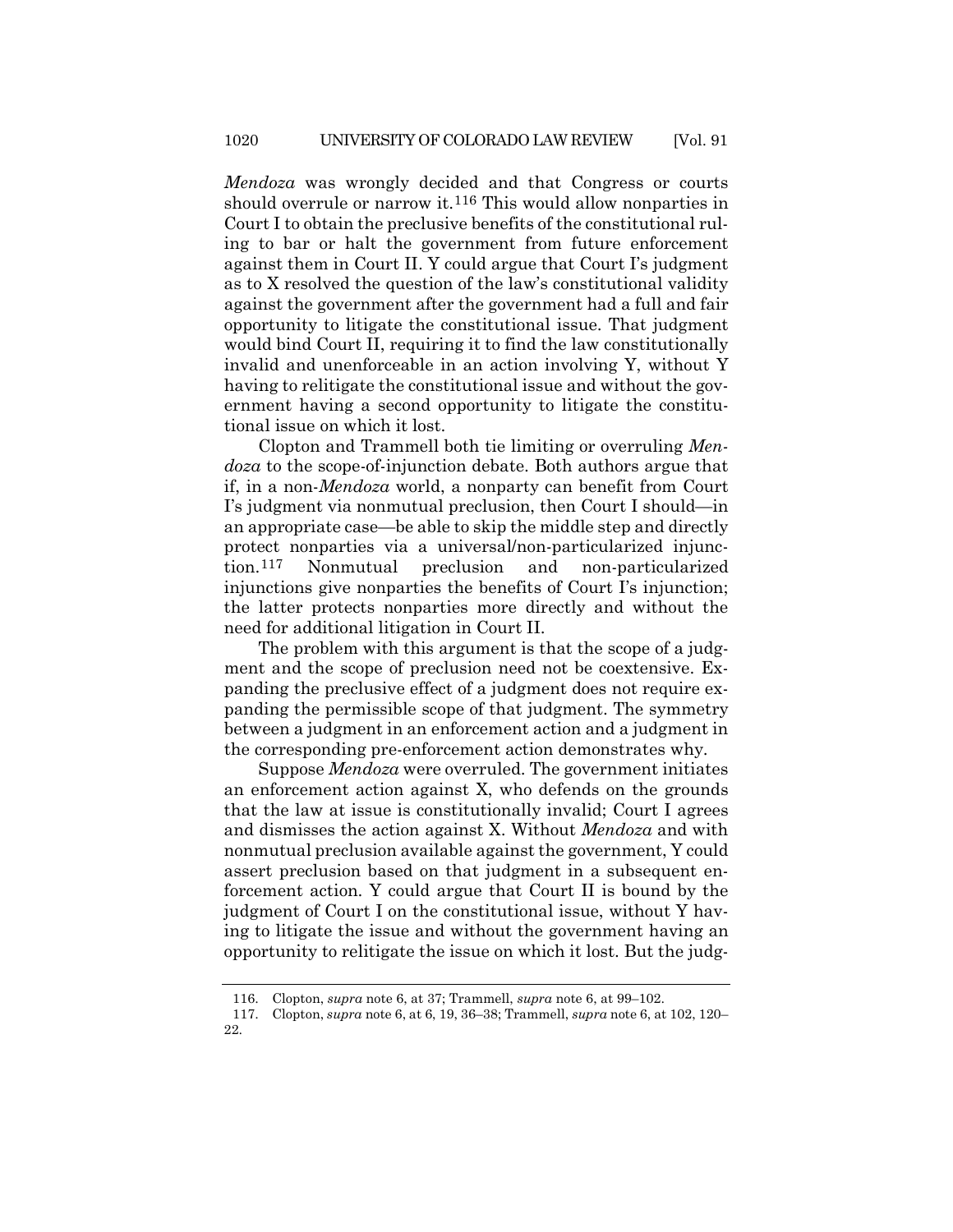*Mendoza* was wrongly decided and that Congress or courts should overrule or narrow it.[116] This would allow nonparties in Court I to obtain the preclusive benefits of the constitutional ruling to bar or halt the government from future enforcement against them in Court II. Y could argue that Court I's judgment as to X resolved the question of the law's constitutional validity against the government after the government had a full and fair opportunity to litigate the constitutional issue. That judgment would bind Court II, requiring it to find the law constitutionally invalid and unenforceable in an action involving Y, without Y having to relitigate the constitutional issue and without the government having a second opportunity to litigate the constitutional issue on which it lost.

Clopton and Trammell both tie limiting or overruling *Mendoza* to the scope-of-injunction debate. Both authors argue that if, in a non-*Mendoza* world, a nonparty can benefit from Court I's judgment via nonmutual preclusion, then Court I should—in an appropriate case—be able to skip the middle step and directly protect nonparties via a universal/non-particularized injunction.[117] Nonmutual preclusion and non-particularized injunctions give nonparties the benefits of Court I's injunction; the latter protects nonparties more directly and without the need for additional litigation in Court II.

The problem with this argument is that the scope of a judgment and the scope of preclusion need not be coextensive. Expanding the preclusive effect of a judgment does not require expanding the permissible scope of that judgment. The symmetry between a judgment in an enforcement action and a judgment in the corresponding pre-enforcement action demonstrates why.

Suppose *Mendoza* were overruled. The government initiates an enforcement action against X, who defends on the grounds that the law at issue is constitutionally invalid; Court I agrees and dismisses the action against X. Without *Mendoza* and with nonmutual preclusion available against the government, Y could assert preclusion based on that judgment in a subsequent enforcement action. Y could argue that Court II is bound by the judgment of Court I on the constitutional issue, without Y having to litigate the issue and without the government having an opportunity to relitigate the issue on which it lost. But the judg-

116. Clopton, *supra* note 6, at 37; Trammell, *supra* note 6, at 99–102.

117. Clopton, *supra* note 6, at 6, 19, 36–38; Trammell, *supra* note 6, at 102, 120–22.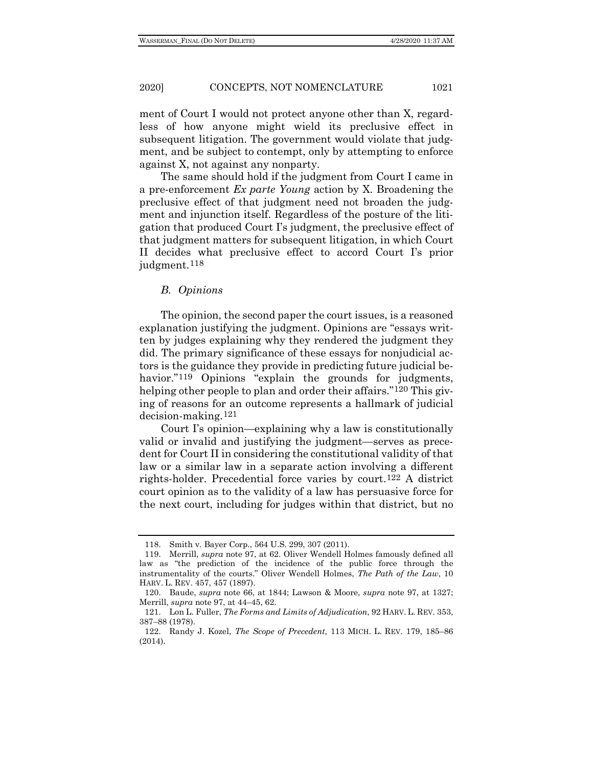ment of Court I would not protect anyone other than X, regardless of how anyone might wield its preclusive effect in subsequent litigation. The government would violate that judgment, and be subject to contempt, only by attempting to enforce against X, not against any nonparty.

The same should hold if the judgment from Court I came in a pre-enforcement *Ex parte Young* action by X. Broadening the preclusive effect of that judgment need not broaden the judgment and injunction itself. Regardless of the posture of the litigation that produced Court I's judgment, the preclusive effect of that judgment matters for subsequent litigation, in which Court II decides what preclusive effect to accord Court I's prior judgment.[118]

### *B. Opinions*

The opinion, the second paper the court issues, is a reasoned explanation justifying the judgment. Opinions are "essays written by judges explaining why they rendered the judgment they did. The primary significance of these essays for nonjudicial actors is the guidance they provide in predicting future judicial behavior."[119] Opinions "explain the grounds for judgments, helping other people to plan and order their affairs."[120] This giving of reasons for an outcome represents a hallmark of judicial decision-making.[121]

Court I's opinion—explaining why a law is constitutionally valid or invalid and justifying the judgment—serves as precedent for Court II in considering the constitutional validity of that law or a similar law in a separate action involving a different rights-holder. Precedential force varies by court.[122] A district court opinion as to the validity of a law has persuasive force for the next court, including for judges within that district, but no

118. Smith v. Bayer Corp., 564 U.S. 299, 307 (2011).

119. Merrill, *supra* note 97, at 62. Oliver Wendell Holmes famously defined all law as "the prediction of the incidence of the public force through the instrumentality of the courts." Oliver Wendell Holmes, *The Path of the Law*, 10 HARV. L. REV. 457, 457 (1897).

120. Baude, *supra* note 66, at 1844; Lawson & Moore, *supra* note 97, at 1327; Merrill, *supra* note 97, at 44–45, 62.

121. Lon L. Fuller, *The Forms and Limits of Adjudication*, 92 HARV. L. REV. 353, 387–88 (1978).

122. Randy J. Kozel, *The Scope of Precedent*, 113 MICH. L. REV. 179, 185–86 (2014).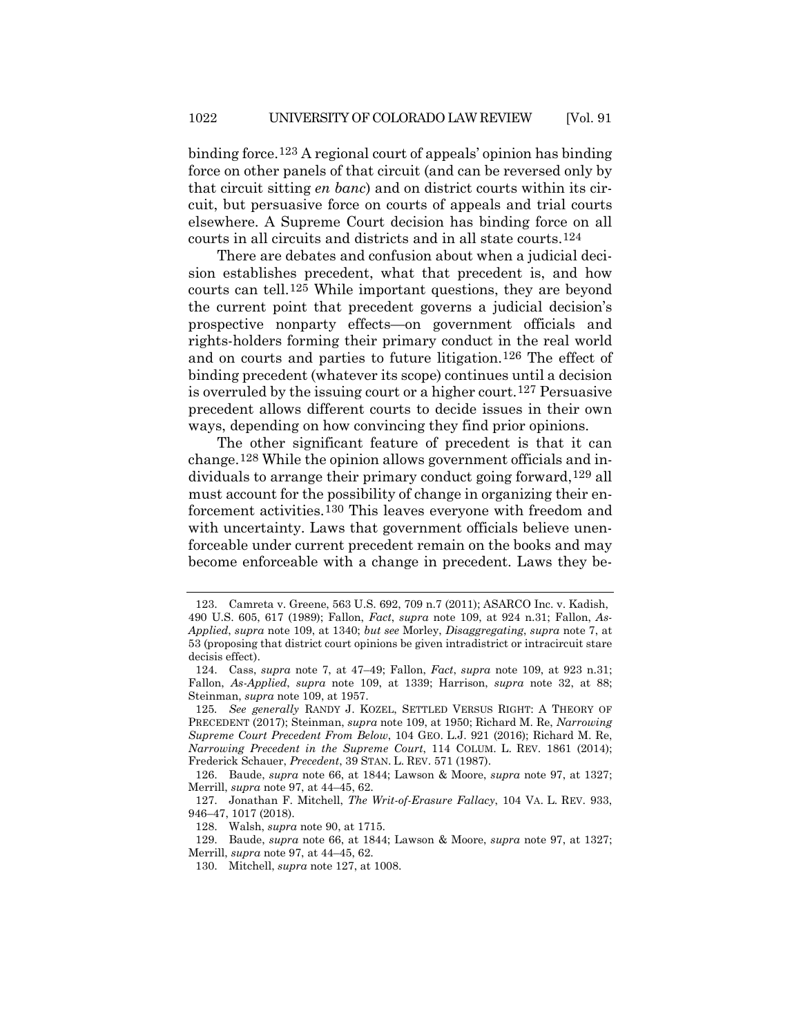binding force.[123] A regional court of appeals' opinion has binding force on other panels of that circuit (and can be reversed only by that circuit sitting *en banc*) and on district courts within its circuit, but persuasive force on courts of appeals and trial courts elsewhere. A Supreme Court decision has binding force on all courts in all circuits and districts and in all state courts.[124]

There are debates and confusion about when a judicial decision establishes precedent, what that precedent is, and how courts can tell.[125] While important questions, they are beyond the current point that precedent governs a judicial decision's prospective nonparty effects—on government officials and rights-holders forming their primary conduct in the real world and on courts and parties to future litigation.[126] The effect of binding precedent (whatever its scope) continues until a decision is overruled by the issuing court or a higher court.[127] Persuasive precedent allows different courts to decide issues in their own ways, depending on how convincing they find prior opinions.

The other significant feature of precedent is that it can change.[128] While the opinion allows government officials and individuals to arrange their primary conduct going forward,[129] all must account for the possibility of change in organizing their enforcement activities.[130] This leaves everyone with freedom and with uncertainty. Laws that government officials believe unenforceable under current precedent remain on the books and may become enforceable with a change in precedent. Laws they be-

---

123. Camreta v. Greene, 563 U.S. 692, 709 n.7 (2011); ASARCO Inc. v. Kadish, 490 U.S. 605, 617 (1989); Fallon, *Fact*, *supra* note 109, at 924 n.31; Fallon, *As-Applied*, *supra* note 109, at 1340; *but see* Morley, *Disaggregating*, *supra* note 7, at 53 (proposing that district court opinions be given intradistrict or intracircuit stare decisis effect).

124. Cass, *supra* note 7, at 47–49; Fallon, *Fact*, *supra* note 109, at 923 n.31; Fallon, *As-Applied*, *supra* note 109, at 1339; Harrison, *supra* note 32, at 88; Steinman, *supra* note 109, at 1957.

125. *See generally* RANDY J. KOZEL, SETTLED VERSUS RIGHT: A THEORY OF PRECEDENT (2017); Steinman, *supra* note 109, at 1950; Richard M. Re, *Narrowing Supreme Court Precedent From Below*, 104 GEO. L.J. 921 (2016); Richard M. Re, *Narrowing Precedent in the Supreme Court*, 114 COLUM. L. REV. 1861 (2014); Frederick Schauer, *Precedent*, 39 STAN. L. REV. 571 (1987).

126. Baude, *supra* note 66, at 1844; Lawson & Moore, *supra* note 97, at 1327; Merrill, *supra* note 97, at 44–45, 62.

127. Jonathan F. Mitchell, *The Writ-of-Erasure Fallacy*, 104 VA. L. REV. 933, 946–47, 1017 (2018).

128. Walsh, *supra* note 90, at 1715.

129. Baude, *supra* note 66, at 1844; Lawson & Moore, *supra* note 97, at 1327; Merrill, *supra* note 97, at 44–45, 62.

130. Mitchell, *supra* note 127, at 1008.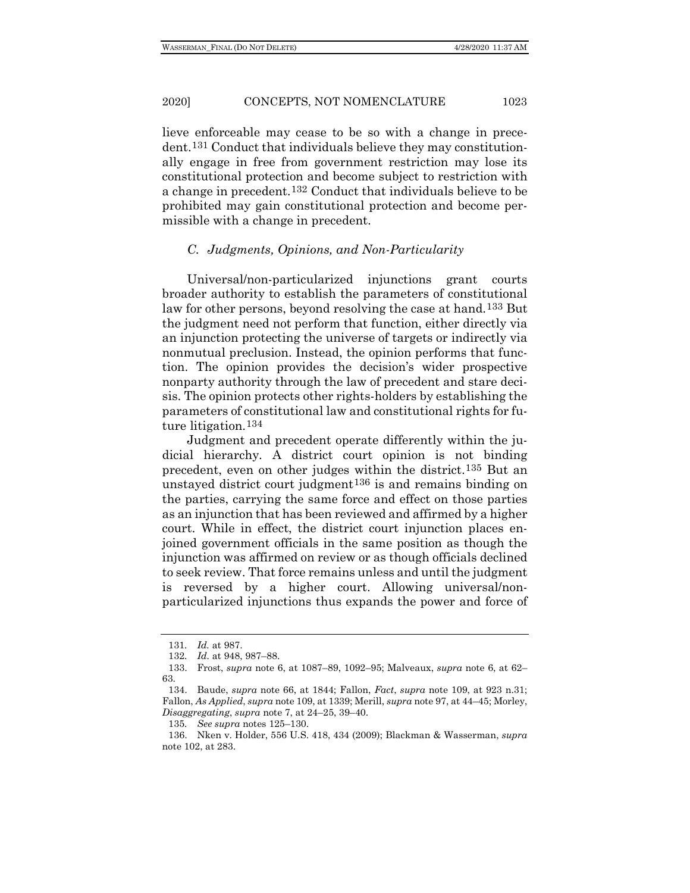lieve enforceable may cease to be so with a change in precedent.[131] Conduct that individuals believe they may constitutionally engage in free from government restriction may lose its constitutional protection and become subject to restriction with a change in precedent.[132] Conduct that individuals believe to be prohibited may gain constitutional protection and become permissible with a change in precedent.

### *C. Judgments, Opinions, and Non-Particularity*

Universal/non-particularized injunctions grant courts broader authority to establish the parameters of constitutional law for other persons, beyond resolving the case at hand.[133] But the judgment need not perform that function, either directly via an injunction protecting the universe of targets or indirectly via nonmutual preclusion. Instead, the opinion performs that function. The opinion provides the decision's wider prospective nonparty authority through the law of precedent and stare decisis. The opinion protects other rights-holders by establishing the parameters of constitutional law and constitutional rights for future litigation.[134]

Judgment and precedent operate differently within the judicial hierarchy. A district court opinion is not binding precedent, even on other judges within the district.[135] But an unstayed district court judgment[136] is and remains binding on the parties, carrying the same force and effect on those parties as an injunction that has been reviewed and affirmed by a higher court. While in effect, the district court injunction places enjoined government officials in the same position as though the injunction was affirmed on review or as though officials declined to seek review. That force remains unless and until the judgment is reversed by a higher court. Allowing universal/non-particularized injunctions thus expands the power and force of

---

131. *Id.* at 987.

132. *Id.* at 948, 987–88.

133. Frost, *supra* note 6, at 1087–89, 1092–95; Malveaux, *supra* note 6, at 62–63.

134. Baude, *supra* note 66, at 1844; Fallon, *Fact*, *supra* note 109, at 923 n.31; Fallon, *As Applied*, *supra* note 109, at 1339; Merill, *supra* note 97, at 44–45; Morley, *Disaggregating*, *supra* note 7, at 24–25, 39–40.

135. *See supra* notes 125–130.

136. Nken v. Holder, 556 U.S. 418, 434 (2009); Blackman & Wasserman, *supra* note 102, at 283.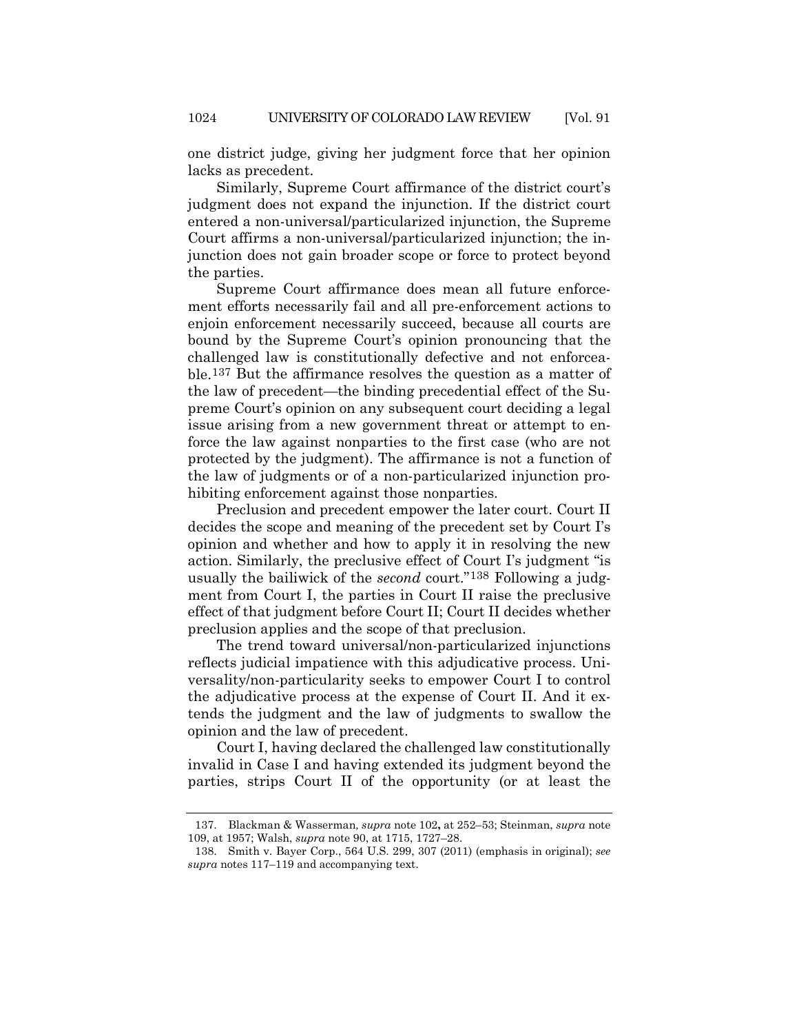one district judge, giving her judgment force that her opinion lacks as precedent.

Similarly, Supreme Court affirmance of the district court's judgment does not expand the injunction. If the district court entered a non-universal/particularized injunction, the Supreme Court affirms a non-universal/particularized injunction; the injunction does not gain broader scope or force to protect beyond the parties.

Supreme Court affirmance does mean all future enforcement efforts necessarily fail and all pre-enforcement actions to enjoin enforcement necessarily succeed, because all courts are bound by the Supreme Court's opinion pronouncing that the challenged law is constitutionally defective and not enforceable.[137] But the affirmance resolves the question as a matter of the law of precedent—the binding precedential effect of the Supreme Court's opinion on any subsequent court deciding a legal issue arising from a new government threat or attempt to enforce the law against nonparties to the first case (who are not protected by the judgment). The affirmance is not a function of the law of judgments or of a non-particularized injunction prohibiting enforcement against those nonparties.

Preclusion and precedent empower the later court. Court II decides the scope and meaning of the precedent set by Court I's opinion and whether and how to apply it in resolving the new action. Similarly, the preclusive effect of Court I's judgment "is usually the bailiwick of the *second* court."[138] Following a judgment from Court I, the parties in Court II raise the preclusive effect of that judgment before Court II; Court II decides whether preclusion applies and the scope of that preclusion.

The trend toward universal/non-particularized injunctions reflects judicial impatience with this adjudicative process. Universality/non-particularity seeks to empower Court I to control the adjudicative process at the expense of Court II. And it extends the judgment and the law of judgments to swallow the opinion and the law of precedent.

Court I, having declared the challenged law constitutionally invalid in Case I and having extended its judgment beyond the parties, strips Court II of the opportunity (or at least the

---

137. Blackman & Wasserman, *supra* note 102**,** at 252–53; Steinman, *supra* note 109, at 1957; Walsh, *supra* note 90, at 1715, 1727–28.

138. Smith v. Bayer Corp., 564 U.S. 299, 307 (2011) (emphasis in original); *see supra* notes 117–119 and accompanying text.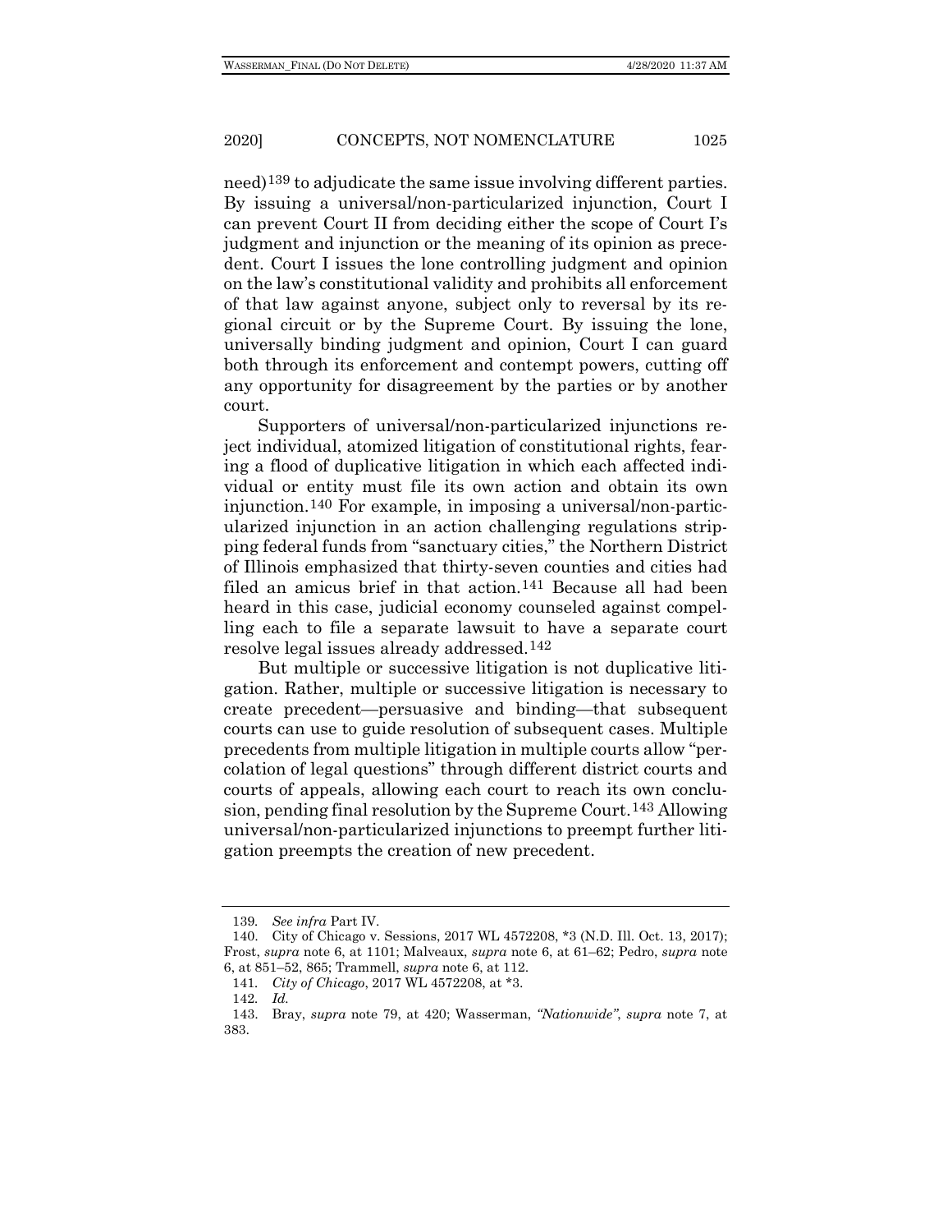need)[139] to adjudicate the same issue involving different parties. By issuing a universal/non-particularized injunction, Court I can prevent Court II from deciding either the scope of Court I's judgment and injunction or the meaning of its opinion as precedent. Court I issues the lone controlling judgment and opinion on the law's constitutional validity and prohibits all enforcement of that law against anyone, subject only to reversal by its regional circuit or by the Supreme Court. By issuing the lone, universally binding judgment and opinion, Court I can guard both through its enforcement and contempt powers, cutting off any opportunity for disagreement by the parties or by another court.

Supporters of universal/non-particularized injunctions reject individual, atomized litigation of constitutional rights, fearing a flood of duplicative litigation in which each affected individual or entity must file its own action and obtain its own injunction.[140] For example, in imposing a universal/non-particularized injunction in an action challenging regulations stripping federal funds from "sanctuary cities," the Northern District of Illinois emphasized that thirty-seven counties and cities had filed an amicus brief in that action.[141] Because all had been heard in this case, judicial economy counseled against compelling each to file a separate lawsuit to have a separate court resolve legal issues already addressed.[142]

But multiple or successive litigation is not duplicative litigation. Rather, multiple or successive litigation is necessary to create precedent—persuasive and binding—that subsequent courts can use to guide resolution of subsequent cases. Multiple precedents from multiple litigation in multiple courts allow "percolation of legal questions" through different district courts and courts of appeals, allowing each court to reach its own conclusion, pending final resolution by the Supreme Court.[143] Allowing universal/non-particularized injunctions to preempt further litigation preempts the creation of new precedent.

---

139. *See infra* Part IV.

140. City of Chicago v. Sessions, 2017 WL 4572208, *3 (N.D. Ill. Oct. 13, 2017); Frost, *supra* note 6, at 1101; Malveaux, *supra* note 6, at 61–62; Pedro, *supra* note 6, at 851–52, 865; Trammell, *supra* note 6, at 112.

141. *City of Chicago*, 2017 WL 4572208, at *3.

142. *Id.*

143. Bray, *supra* note 79, at 420; Wasserman, *"Nationwide"*, *supra* note 7, at 383.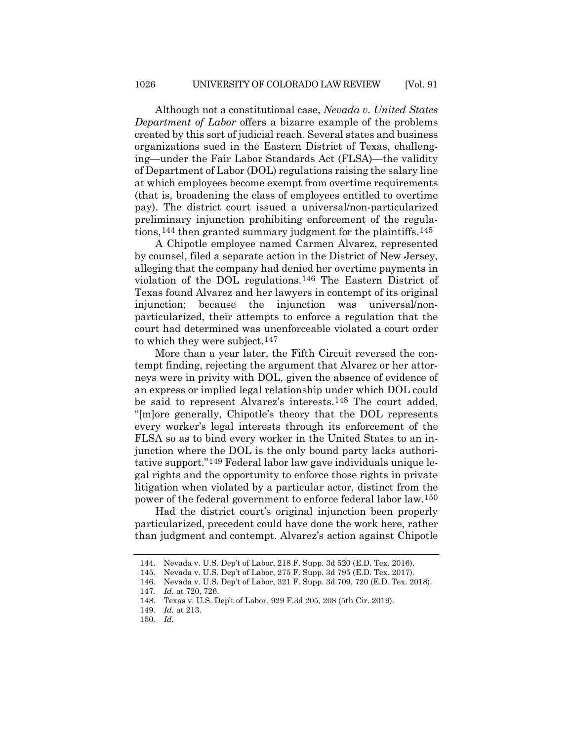Although not a constitutional case, *Nevada v. United States Department of Labor* offers a bizarre example of the problems created by this sort of judicial reach. Several states and business organizations sued in the Eastern District of Texas, challenging—under the Fair Labor Standards Act (FLSA)—the validity of Department of Labor (DOL) regulations raising the salary line at which employees become exempt from overtime requirements (that is, broadening the class of employees entitled to overtime pay). The district court issued a universal/non-particularized preliminary injunction prohibiting enforcement of the regulations,[144] then granted summary judgment for the plaintiffs.[145]

A Chipotle employee named Carmen Alvarez, represented by counsel, filed a separate action in the District of New Jersey, alleging that the company had denied her overtime payments in violation of the DOL regulations.[146] The Eastern District of Texas found Alvarez and her lawyers in contempt of its original injunction; because the injunction was universal/non-particularized, their attempts to enforce a regulation that the court had determined was unenforceable violated a court order to which they were subject.[147]

More than a year later, the Fifth Circuit reversed the contempt finding, rejecting the argument that Alvarez or her attorneys were in privity with DOL, given the absence of evidence of an express or implied legal relationship under which DOL could be said to represent Alvarez's interests.[148] The court added, "[m]ore generally, Chipotle's theory that the DOL represents every worker's legal interests through its enforcement of the FLSA so as to bind every worker in the United States to an injunction where the DOL is the only bound party lacks authoritative support."[149] Federal labor law gave individuals unique legal rights and the opportunity to enforce those rights in private litigation when violated by a particular actor, distinct from the power of the federal government to enforce federal labor law.[150]

Had the district court's original injunction been properly particularized, precedent could have done the work here, rather than judgment and contempt. Alvarez's action against Chipotle

144. Nevada v. U.S. Dep't of Labor, 218 F. Supp. 3d 520 (E.D. Tex. 2016).

145. Nevada v. U.S. Dep't of Labor, 275 F. Supp. 3d 795 (E.D. Tex. 2017).

146. Nevada v. U.S. Dep't of Labor, 321 F. Supp. 3d 709, 720 (E.D. Tex. 2018).

147. *Id.* at 720, 726.

148. Texas v. U.S. Dep't of Labor, 929 F.3d 205, 208 (5th Cir. 2019).

149. *Id.* at 213.

150. *Id.*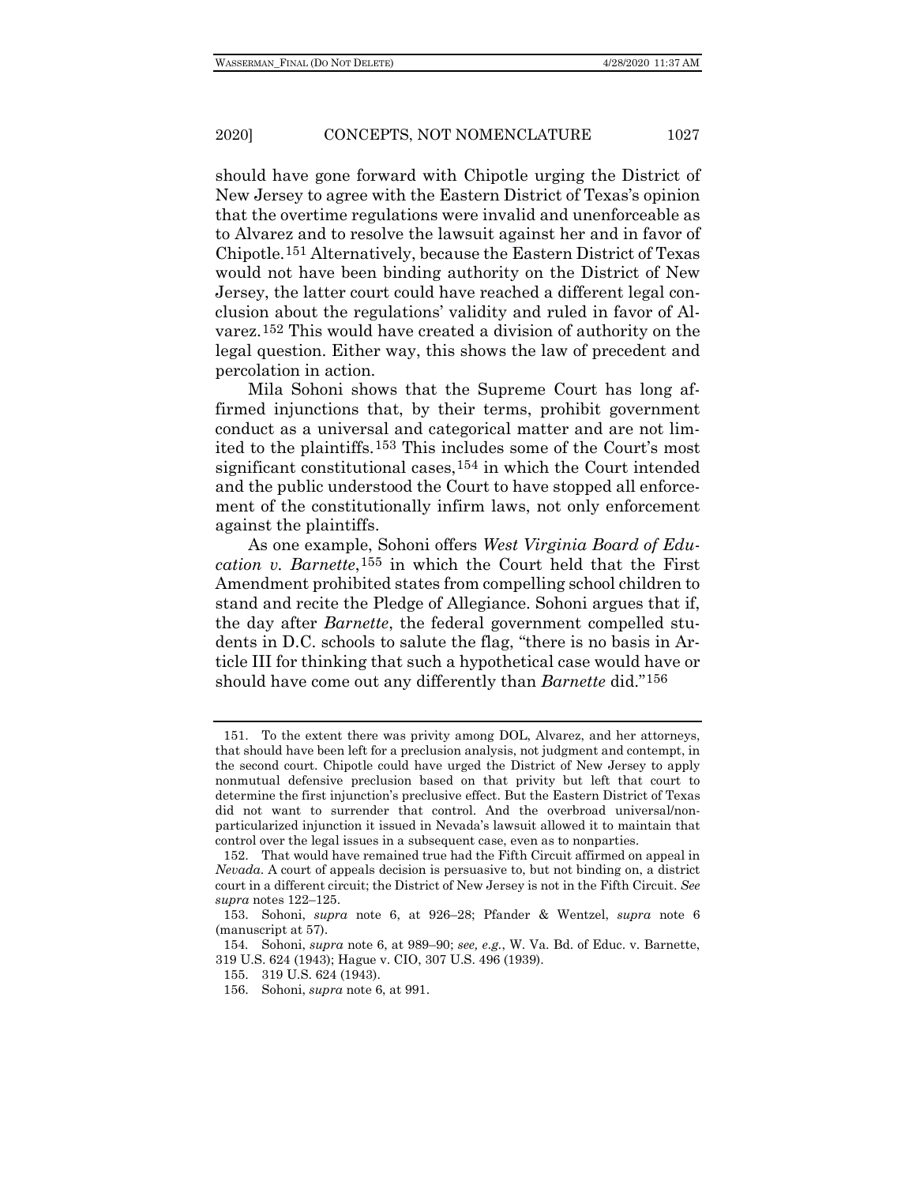should have gone forward with Chipotle urging the District of New Jersey to agree with the Eastern District of Texas's opinion that the overtime regulations were invalid and unenforceable as to Alvarez and to resolve the lawsuit against her and in favor of Chipotle.[151] Alternatively, because the Eastern District of Texas would not have been binding authority on the District of New Jersey, the latter court could have reached a different legal conclusion about the regulations' validity and ruled in favor of Alvarez.[152] This would have created a division of authority on the legal question. Either way, this shows the law of precedent and percolation in action.

Mila Sohoni shows that the Supreme Court has long affirmed injunctions that, by their terms, prohibit government conduct as a universal and categorical matter and are not limited to the plaintiffs.[153] This includes some of the Court's most significant constitutional cases,[154] in which the Court intended and the public understood the Court to have stopped all enforcement of the constitutionally infirm laws, not only enforcement against the plaintiffs.

As one example, Sohoni offers *West Virginia Board of Education v. Barnette*,[155] in which the Court held that the First Amendment prohibited states from compelling school children to stand and recite the Pledge of Allegiance. Sohoni argues that if, the day after *Barnette*, the federal government compelled students in D.C. schools to salute the flag, "there is no basis in Article III for thinking that such a hypothetical case would have or should have come out any differently than *Barnette* did."[156]

---

151. To the extent there was privity among DOL, Alvarez, and her attorneys, that should have been left for a preclusion analysis, not judgment and contempt, in the second court. Chipotle could have urged the District of New Jersey to apply nonmutual defensive preclusion based on that privity but left that court to determine the first injunction's preclusive effect. But the Eastern District of Texas did not want to surrender that control. And the overbroad universal/non-particularized injunction it issued in Nevada's lawsuit allowed it to maintain that control over the legal issues in a subsequent case, even as to nonparties.

152. That would have remained true had the Fifth Circuit affirmed on appeal in *Nevada*. A court of appeals decision is persuasive to, but not binding on, a district court in a different circuit; the District of New Jersey is not in the Fifth Circuit. *See supra* notes 122–125.

153. Sohoni, *supra* note 6, at 926–28; Pfander & Wentzel, *supra* note 6 (manuscript at 57).

154. Sohoni, *supra* note 6, at 989–90; *see, e.g.*, W. Va. Bd. of Educ. v. Barnette, 319 U.S. 624 (1943); Hague v. CIO, 307 U.S. 496 (1939).

155. 319 U.S. 624 (1943).

156. Sohoni, *supra* note 6, at 991.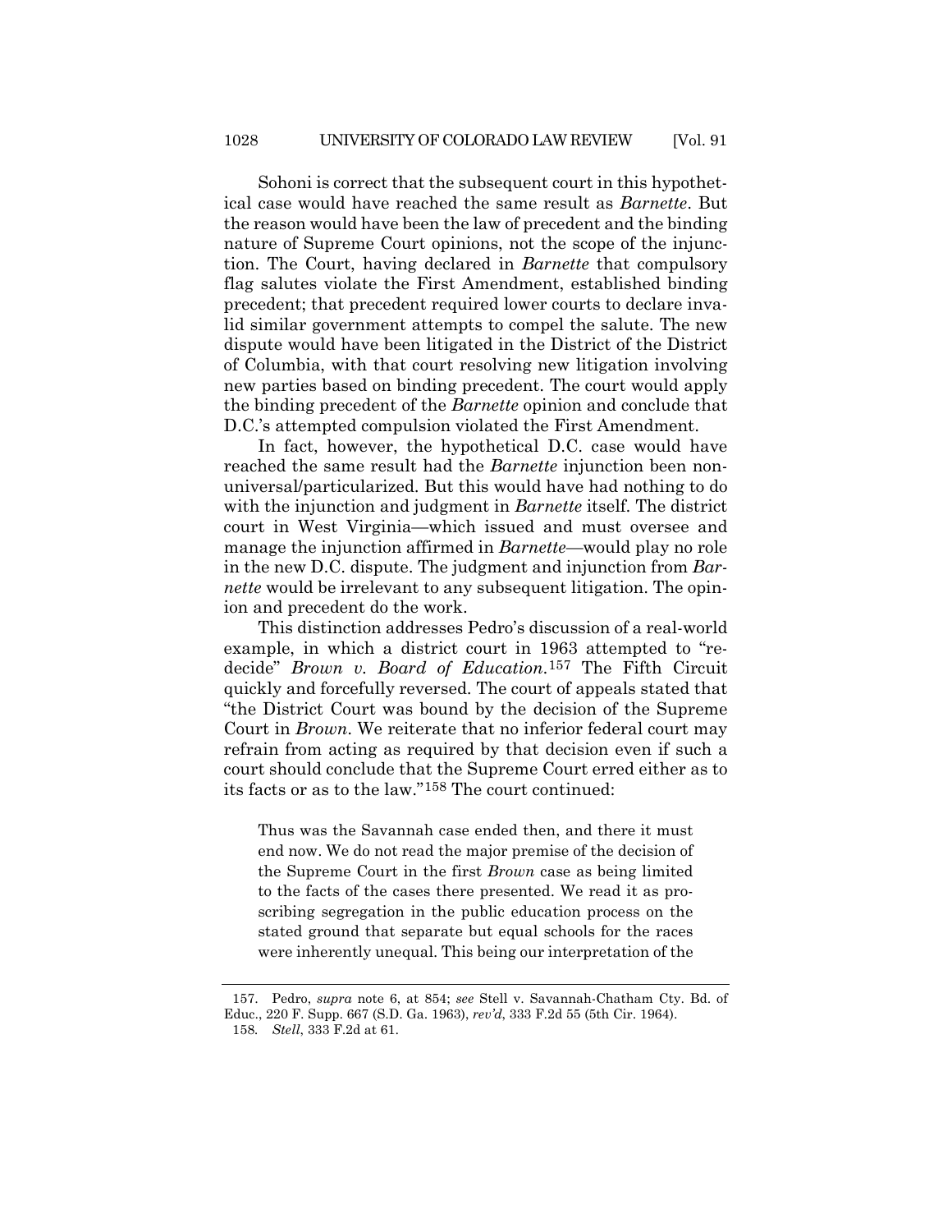Sohoni is correct that the subsequent court in this hypothetical case would have reached the same result as *Barnette*. But the reason would have been the law of precedent and the binding nature of Supreme Court opinions, not the scope of the injunction. The Court, having declared in *Barnette* that compulsory flag salutes violate the First Amendment, established binding precedent; that precedent required lower courts to declare invalid similar government attempts to compel the salute. The new dispute would have been litigated in the District of the District of Columbia, with that court resolving new litigation involving new parties based on binding precedent. The court would apply the binding precedent of the *Barnette* opinion and conclude that D.C.'s attempted compulsion violated the First Amendment.

In fact, however, the hypothetical D.C. case would have reached the same result had the *Barnette* injunction been non-universal/particularized. But this would have had nothing to do with the injunction and judgment in *Barnette* itself. The district court in West Virginia—which issued and must oversee and manage the injunction affirmed in *Barnette*—would play no role in the new D.C. dispute. The judgment and injunction from *Barnette* would be irrelevant to any subsequent litigation. The opinion and precedent do the work.

This distinction addresses Pedro's discussion of a real-world example, in which a district court in 1963 attempted to "re-decide" *Brown v. Board of Education*.[157] The Fifth Circuit quickly and forcefully reversed. The court of appeals stated that "the District Court was bound by the decision of the Supreme Court in *Brown*. We reiterate that no inferior federal court may refrain from acting as required by that decision even if such a court should conclude that the Supreme Court erred either as to its facts or as to the law."[158] The court continued:

> Thus was the Savannah case ended then, and there it must end now. We do not read the major premise of the decision of the Supreme Court in the first *Brown* case as being limited to the facts of the cases there presented. We read it as proscribing segregation in the public education process on the stated ground that separate but equal schools for the races were inherently unequal. This being our interpretation of the

157. Pedro, *supra* note 6, at 854; *see* Stell v. Savannah-Chatham Cty. Bd. of Educ., 220 F. Supp. 667 (S.D. Ga. 1963), *rev'd*, 333 F.2d 55 (5th Cir. 1964).

158. *Stell*, 333 F.2d at 61.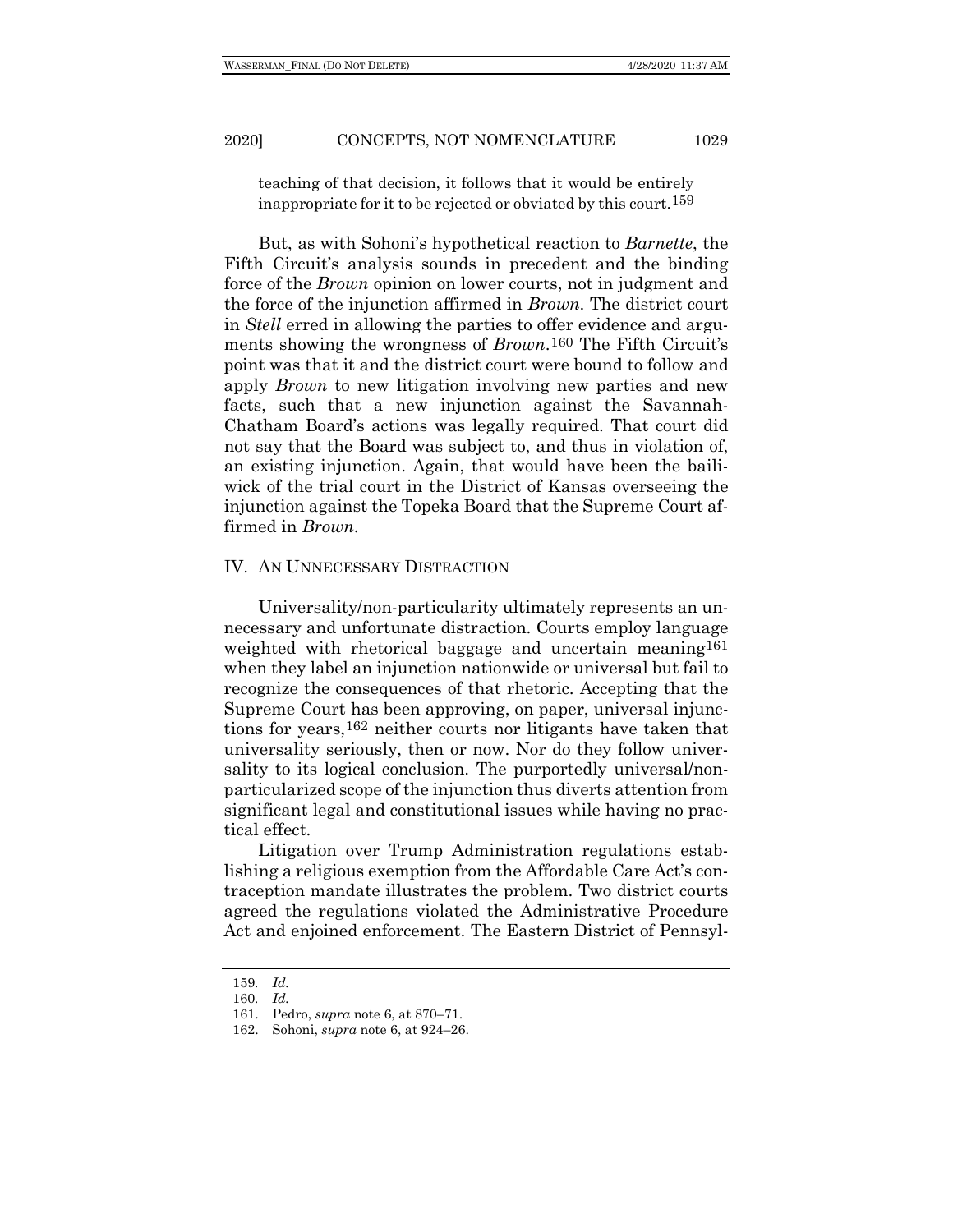teaching of that decision, it follows that it would be entirely inappropriate for it to be rejected or obviated by this court.[159]

But, as with Sohoni's hypothetical reaction to *Barnette*, the Fifth Circuit's analysis sounds in precedent and the binding force of the *Brown* opinion on lower courts, not in judgment and the force of the injunction affirmed in *Brown*. The district court in *Stell* erred in allowing the parties to offer evidence and arguments showing the wrongness of *Brown*.[160] The Fifth Circuit's point was that it and the district court were bound to follow and apply *Brown* to new litigation involving new parties and new facts, such that a new injunction against the Savannah-Chatham Board's actions was legally required. That court did not say that the Board was subject to, and thus in violation of, an existing injunction. Again, that would have been the bailiwick of the trial court in the District of Kansas overseeing the injunction against the Topeka Board that the Supreme Court affirmed in *Brown*.

## IV. AN UNNECESSARY DISTRACTION

Universality/non-particularity ultimately represents an unnecessary and unfortunate distraction. Courts employ language weighted with rhetorical baggage and uncertain meaning[161] when they label an injunction nationwide or universal but fail to recognize the consequences of that rhetoric. Accepting that the Supreme Court has been approving, on paper, universal injunctions for years,[162] neither courts nor litigants have taken that universality seriously, then or now. Nor do they follow universality to its logical conclusion. The purportedly universal/non-particularized scope of the injunction thus diverts attention from significant legal and constitutional issues while having no practical effect.

Litigation over Trump Administration regulations establishing a religious exemption from the Affordable Care Act's contraception mandate illustrates the problem. Two district courts agreed the regulations violated the Administrative Procedure Act and enjoined enforcement. The Eastern District of Pennsyl-

---

159. *Id.*

160. *Id.*

161. Pedro, *supra* note 6, at 870–71.

162. Sohoni, *supra* note 6, at 924–26.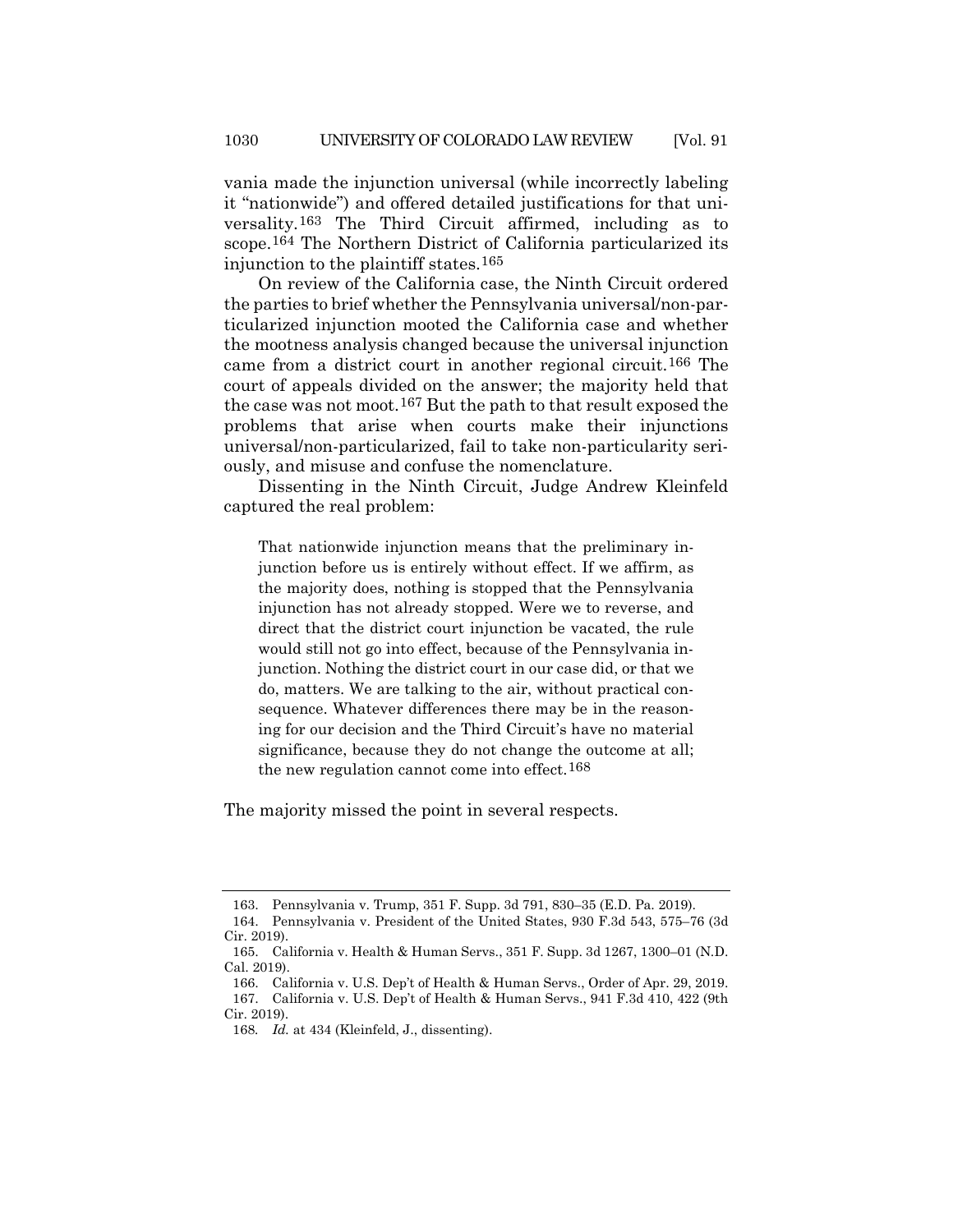vania made the injunction universal (while incorrectly labeling it "nationwide") and offered detailed justifications for that universality.[163] The Third Circuit affirmed, including as to scope.[164] The Northern District of California particularized its injunction to the plaintiff states.[165]

On review of the California case, the Ninth Circuit ordered the parties to brief whether the Pennsylvania universal/non-particularized injunction mooted the California case and whether the mootness analysis changed because the universal injunction came from a district court in another regional circuit.[166] The court of appeals divided on the answer; the majority held that the case was not moot.[167] But the path to that result exposed the problems that arise when courts make their injunctions universal/non-particularized, fail to take non-particularity seriously, and misuse and confuse the nomenclature.

Dissenting in the Ninth Circuit, Judge Andrew Kleinfeld captured the real problem:

> That nationwide injunction means that the preliminary injunction before us is entirely without effect. If we affirm, as the majority does, nothing is stopped that the Pennsylvania injunction has not already stopped. Were we to reverse, and direct that the district court injunction be vacated, the rule would still not go into effect, because of the Pennsylvania injunction. Nothing the district court in our case did, or that we do, matters. We are talking to the air, without practical consequence. Whatever differences there may be in the reasoning for our decision and the Third Circuit's have no material significance, because they do not change the outcome at all; the new regulation cannot come into effect.[168]

The majority missed the point in several respects.

---

163. Pennsylvania v. Trump, 351 F. Supp. 3d 791, 830–35 (E.D. Pa. 2019).

164. Pennsylvania v. President of the United States, 930 F.3d 543, 575–76 (3d Cir. 2019).

165. California v. Health & Human Servs., 351 F. Supp. 3d 1267, 1300–01 (N.D. Cal. 2019).

166. California v. U.S. Dep't of Health & Human Servs., Order of Apr. 29, 2019.

167. California v. U.S. Dep't of Health & Human Servs., 941 F.3d 410, 422 (9th Cir. 2019).

168. *Id.* at 434 (Kleinfeld, J., dissenting).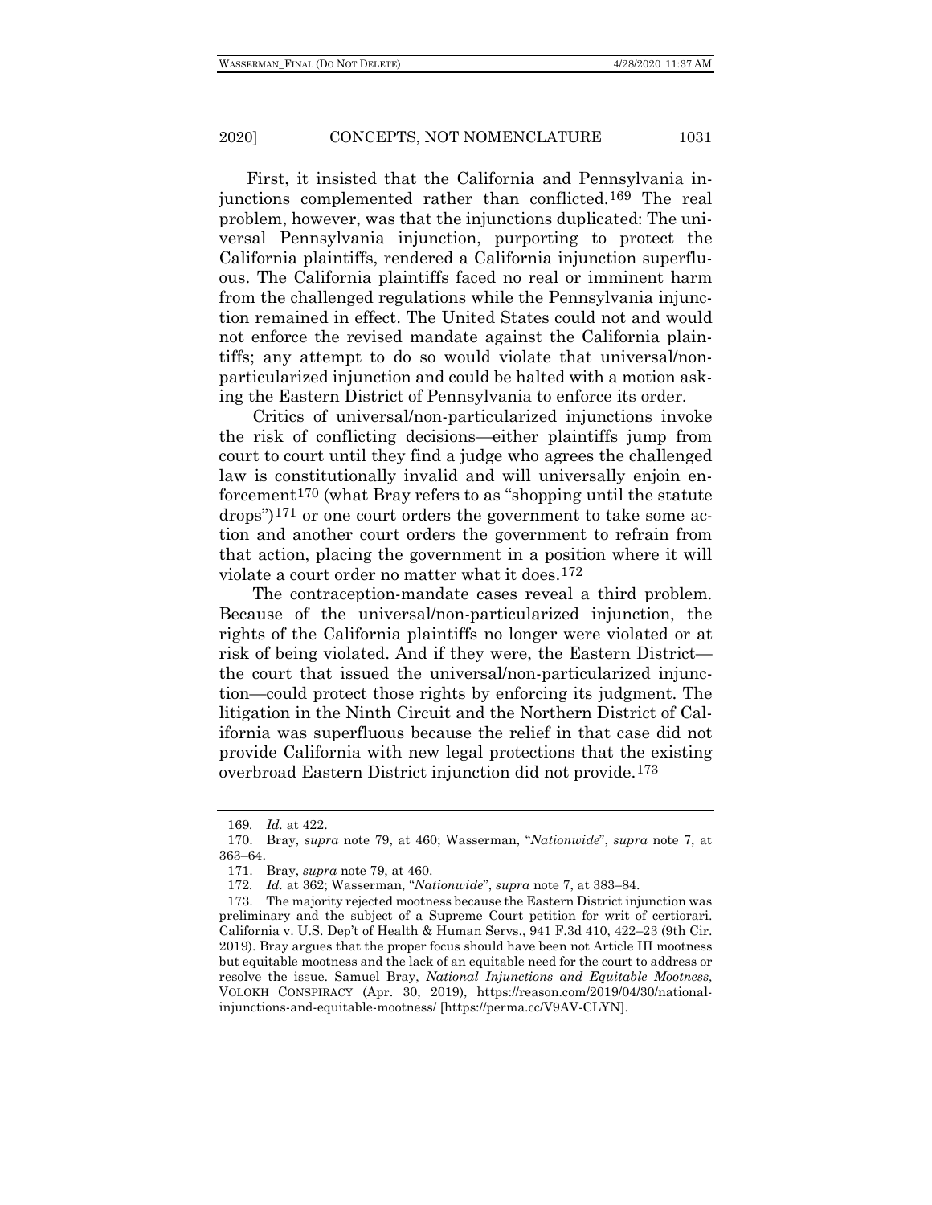First, it insisted that the California and Pennsylvania injunctions complemented rather than conflicted.[169] The real problem, however, was that the injunctions duplicated: The universal Pennsylvania injunction, purporting to protect the California plaintiffs, rendered a California injunction superfluous. The California plaintiffs faced no real or imminent harm from the challenged regulations while the Pennsylvania injunction remained in effect. The United States could not and would not enforce the revised mandate against the California plaintiffs; any attempt to do so would violate that universal/non-particularized injunction and could be halted with a motion asking the Eastern District of Pennsylvania to enforce its order.

Critics of universal/non-particularized injunctions invoke the risk of conflicting decisions—either plaintiffs jump from court to court until they find a judge who agrees the challenged law is constitutionally invalid and will universally enjoin enforcement[170] (what Bray refers to as "shopping until the statute drops")[171] or one court orders the government to take some action and another court orders the government to refrain from that action, placing the government in a position where it will violate a court order no matter what it does.[172]

The contraception-mandate cases reveal a third problem. Because of the universal/non-particularized injunction, the rights of the California plaintiffs no longer were violated or at risk of being violated. And if they were, the Eastern District—the court that issued the universal/non-particularized injunction—could protect those rights by enforcing its judgment. The litigation in the Ninth Circuit and the Northern District of California was superfluous because the relief in that case did not provide California with new legal protections that the existing overbroad Eastern District injunction did not provide.[173]

169. *Id.* at 422.

170. Bray, *supra* note 79, at 460; Wasserman, "*Nationwide*", *supra* note 7, at 363–64.

171. Bray, *supra* note 79, at 460.

172. *Id.* at 362; Wasserman, "*Nationwide*", *supra* note 7, at 383–84.

173. The majority rejected mootness because the Eastern District injunction was preliminary and the subject of a Supreme Court petition for writ of certiorari. California v. U.S. Dep't of Health & Human Servs., 941 F.3d 410, 422–23 (9th Cir. 2019). Bray argues that the proper focus should have been not Article III mootness but equitable mootness and the lack of an equitable need for the court to address or resolve the issue. Samuel Bray, *National Injunctions and Equitable Mootness*, VOLOKH CONSPIRACY (Apr. 30, 2019), https://reason.com/2019/04/30/national-injunctions-and-equitable-mootness/ [https://perma.cc/V9AV-CLYN].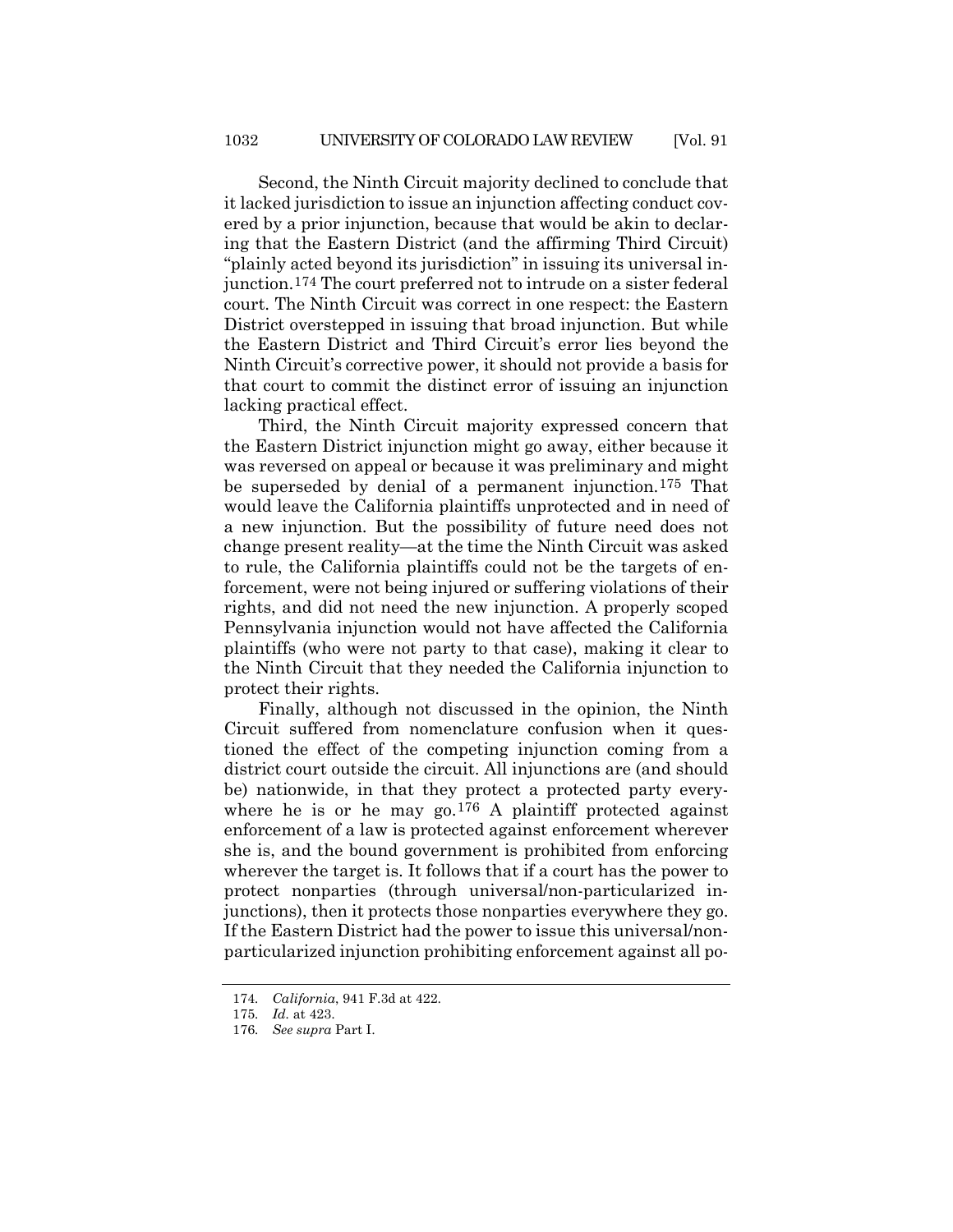Second, the Ninth Circuit majority declined to conclude that it lacked jurisdiction to issue an injunction affecting conduct covered by a prior injunction, because that would be akin to declaring that the Eastern District (and the affirming Third Circuit) "plainly acted beyond its jurisdiction" in issuing its universal injunction.[174] The court preferred not to intrude on a sister federal court. The Ninth Circuit was correct in one respect: the Eastern District overstepped in issuing that broad injunction. But while the Eastern District and Third Circuit's error lies beyond the Ninth Circuit's corrective power, it should not provide a basis for that court to commit the distinct error of issuing an injunction lacking practical effect.

Third, the Ninth Circuit majority expressed concern that the Eastern District injunction might go away, either because it was reversed on appeal or because it was preliminary and might be superseded by denial of a permanent injunction.[175] That would leave the California plaintiffs unprotected and in need of a new injunction. But the possibility of future need does not change present reality—at the time the Ninth Circuit was asked to rule, the California plaintiffs could not be the targets of enforcement, were not being injured or suffering violations of their rights, and did not need the new injunction. A properly scoped Pennsylvania injunction would not have affected the California plaintiffs (who were not party to that case), making it clear to the Ninth Circuit that they needed the California injunction to protect their rights.

Finally, although not discussed in the opinion, the Ninth Circuit suffered from nomenclature confusion when it questioned the effect of the competing injunction coming from a district court outside the circuit. All injunctions are (and should be) nationwide, in that they protect a protected party everywhere he is or he may go.[176] A plaintiff protected against enforcement of a law is protected against enforcement wherever she is, and the bound government is prohibited from enforcing wherever the target is. It follows that if a court has the power to protect nonparties (through universal/non-particularized injunctions), then it protects those nonparties everywhere they go. If the Eastern District had the power to issue this universal/non-particularized injunction prohibiting enforcement against all po-

174. *California*, 941 F.3d at 422.

175. *Id.* at 423.

176. *See supra* Part I.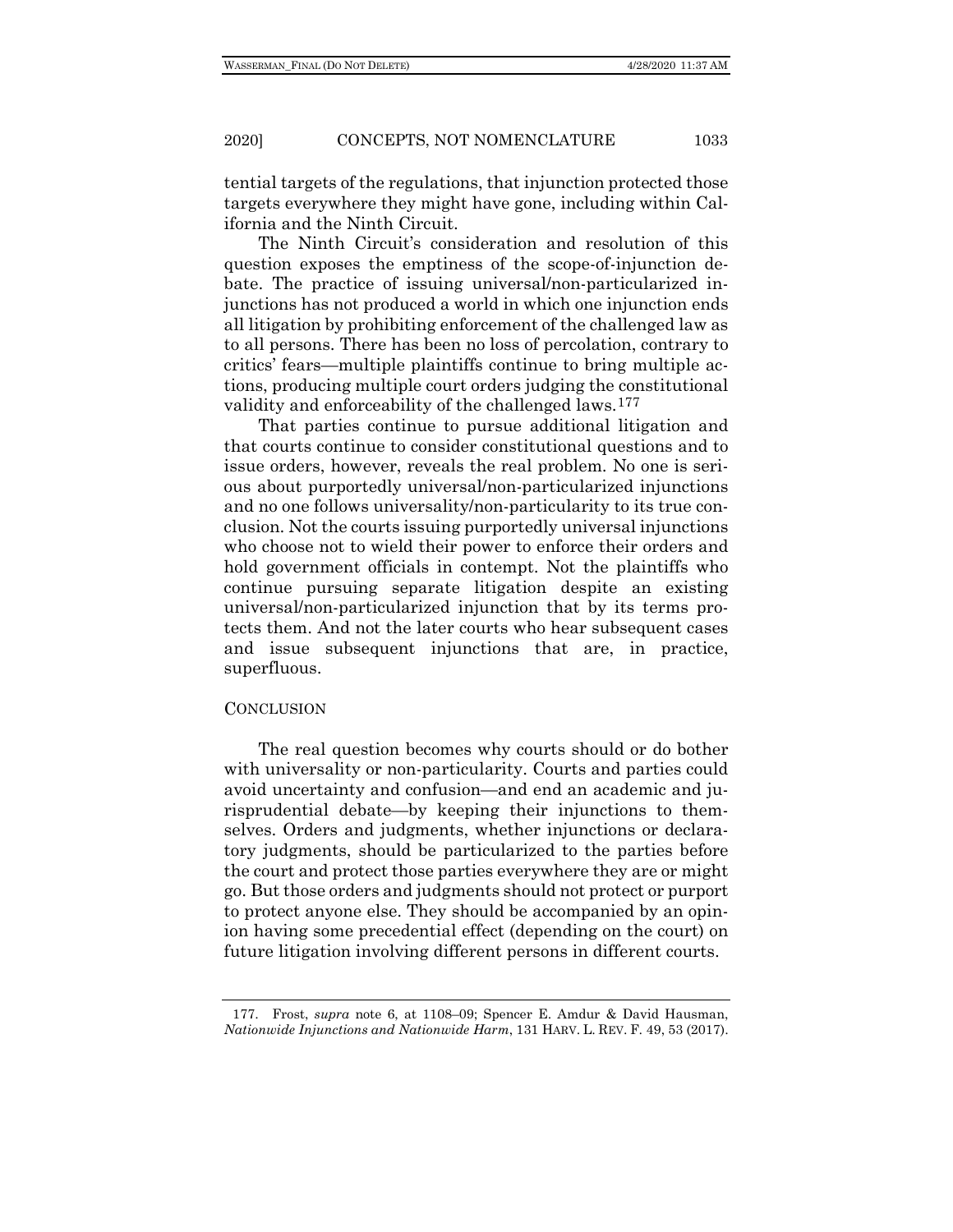tential targets of the regulations, that injunction protected those targets everywhere they might have gone, including within California and the Ninth Circuit.

The Ninth Circuit's consideration and resolution of this question exposes the emptiness of the scope-of-injunction debate. The practice of issuing universal/non-particularized injunctions has not produced a world in which one injunction ends all litigation by prohibiting enforcement of the challenged law as to all persons. There has been no loss of percolation, contrary to critics' fears—multiple plaintiffs continue to bring multiple actions, producing multiple court orders judging the constitutional validity and enforceability of the challenged laws.[177]

That parties continue to pursue additional litigation and that courts continue to consider constitutional questions and to issue orders, however, reveals the real problem. No one is serious about purportedly universal/non-particularized injunctions and no one follows universality/non-particularity to its true conclusion. Not the courts issuing purportedly universal injunctions who choose not to wield their power to enforce their orders and hold government officials in contempt. Not the plaintiffs who continue pursuing separate litigation despite an existing universal/non-particularized injunction that by its terms protects them. And not the later courts who hear subsequent cases and issue subsequent injunctions that are, in practice, superfluous.

## CONCLUSION

The real question becomes why courts should or do bother with universality or non-particularity. Courts and parties could avoid uncertainty and confusion—and end an academic and jurisprudential debate—by keeping their injunctions to themselves. Orders and judgments, whether injunctions or declaratory judgments, should be particularized to the parties before the court and protect those parties everywhere they are or might go. But those orders and judgments should not protect or purport to protect anyone else. They should be accompanied by an opinion having some precedential effect (depending on the court) on future litigation involving different persons in different courts.

177. Frost, *supra* note 6, at 1108–09; Spencer E. Amdur & David Hausman, *Nationwide Injunctions and Nationwide Harm*, 131 HARV. L. REV. F. 49, 53 (2017).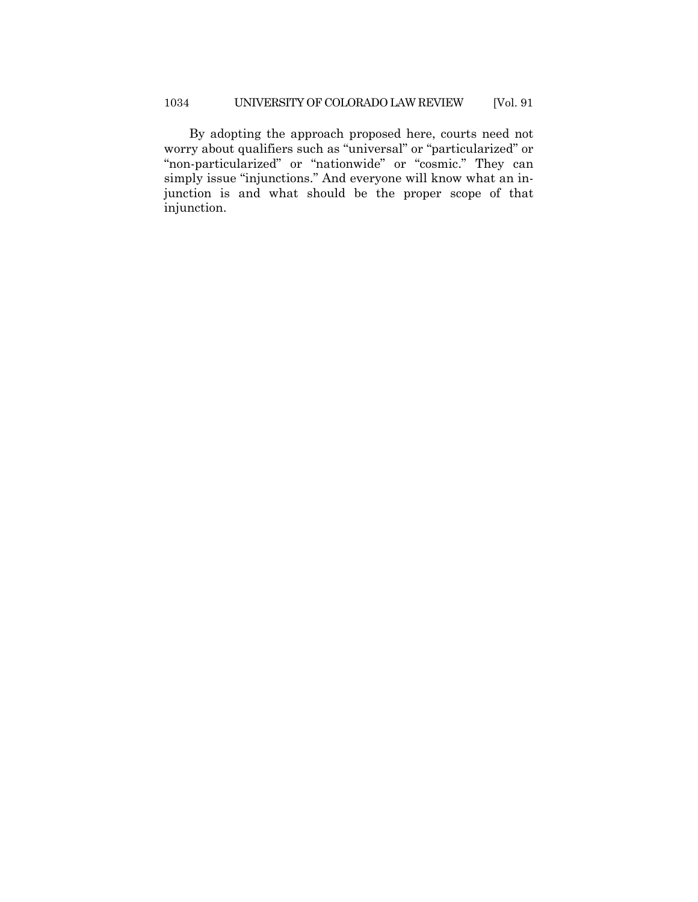By adopting the approach proposed here, courts need not worry about qualifiers such as "universal" or "particularized" or "non-particularized" or "nationwide" or "cosmic." They can simply issue "injunctions." And everyone will know what an injunction is and what should be the proper scope of that injunction.